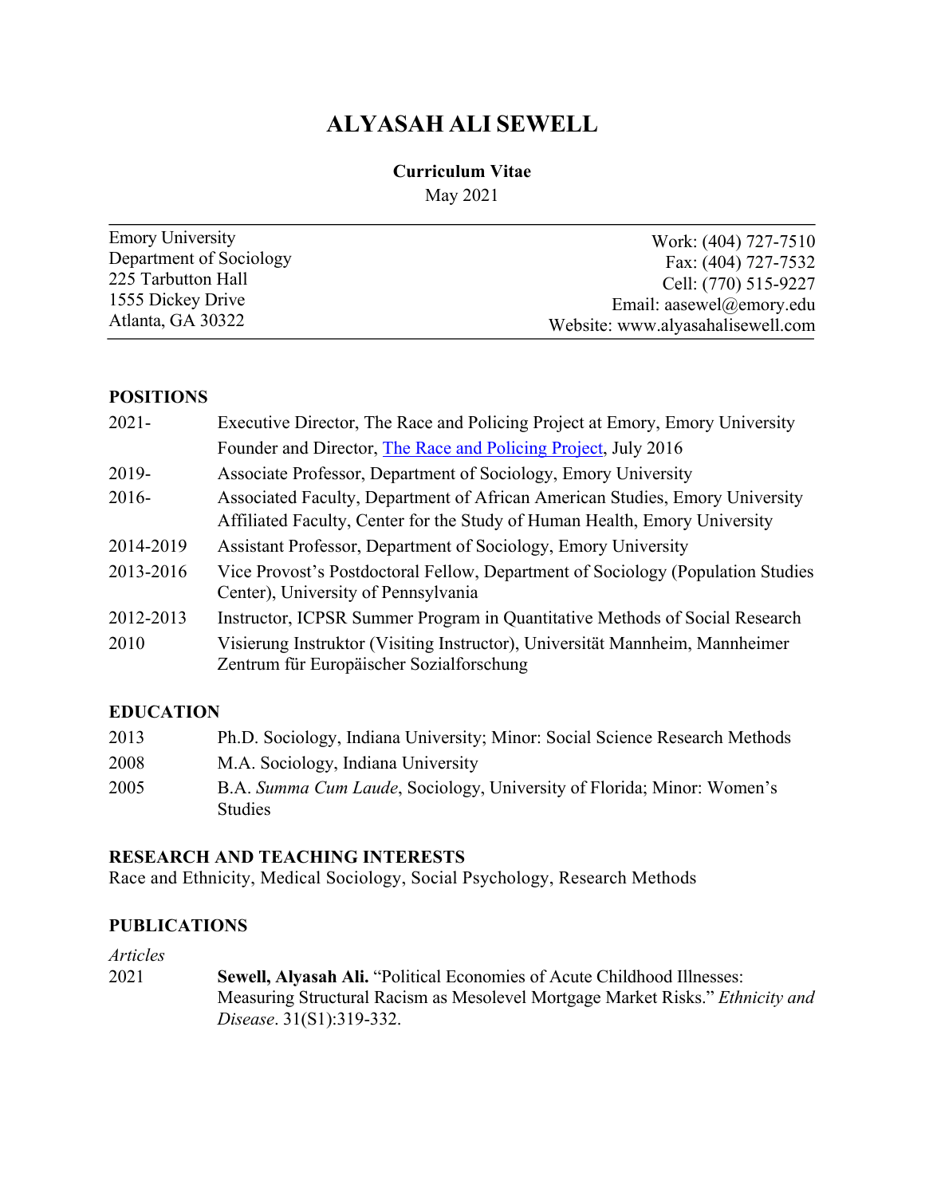# ALYASAH ALI SEWELL

**Curriculum Vitae**
May 2021

| | |
|---|---|
| Emory University | Work: (404) 727-7510 |
| Department of Sociology | Fax: (404) 727-7532 |
| 225 Tarbutton Hall | Cell: (770) 515-9227 |
| 1555 Dickey Drive | Email: aasewel@emory.edu |
| Atlanta, GA 30322 | Website: www.alyasahalisewell.com |

## POSITIONS

| | |
|---|---|
| 2021- | Executive Director, The Race and Policing Project at Emory, Emory University |
| | Founder and Director, The Race and Policing Project, July 2016 |
| 2019- | Associate Professor, Department of Sociology, Emory University |
| 2016- | Associated Faculty, Department of African American Studies, Emory University |
| | Affiliated Faculty, Center for the Study of Human Health, Emory University |
| 2014-2019 | Assistant Professor, Department of Sociology, Emory University |
| 2013-2016 | Vice Provost's Postdoctoral Fellow, Department of Sociology (Population Studies Center), University of Pennsylvania |
| 2012-2013 | Instructor, ICPSR Summer Program in Quantitative Methods of Social Research |
| 2010 | Visierung Instruktor (Visiting Instructor), Universität Mannheim, Mannheimer Zentrum für Europäischer Sozialforschung |

## EDUCATION

| | |
|---|---|
| 2013 | Ph.D. Sociology, Indiana University; Minor: Social Science Research Methods |
| 2008 | M.A. Sociology, Indiana University |
| 2005 | B.A. *Summa Cum Laude*, Sociology, University of Florida; Minor: Women's Studies |

## RESEARCH AND TEACHING INTERESTS

Race and Ethnicity, Medical Sociology, Social Psychology, Research Methods

## PUBLICATIONS

*Articles*

2021 **Sewell, Alyasah Ali.** "Political Economies of Acute Childhood Illnesses: Measuring Structural Racism as Mesolevel Mortgage Market Risks." *Ethnicity and Disease*. 31(S1):319-332.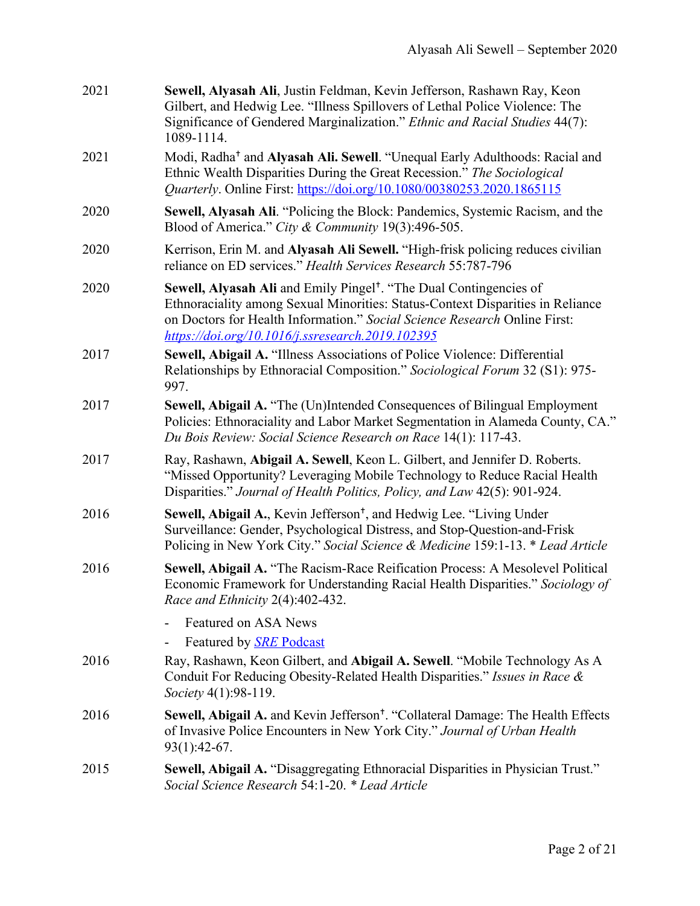2021 **Sewell, Alyasah Ali**, Justin Feldman, Kevin Jefferson, Rashawn Ray, Keon Gilbert, and Hedwig Lee. "Illness Spillovers of Lethal Police Violence: The Significance of Gendered Marginalization." *Ethnic and Racial Studies* 44(7): 1089-1114.

2021 Modi, Radha[†] and **Alyasah Ali. Sewell**. "Unequal Early Adulthoods: Racial and Ethnic Wealth Disparities During the Great Recession." *The Sociological Quarterly*. Online First: https://doi.org/10.1080/00380253.2020.1865115

2020 **Sewell, Alyasah Ali**. "Policing the Block: Pandemics, Systemic Racism, and the Blood of America." *City & Community* 19(3):496-505.

2020 Kerrison, Erin M. and **Alyasah Ali Sewell.** "High-frisk policing reduces civilian reliance on ED services." *Health Services Research* 55:787-796

2020 **Sewell, Alyasah Ali** and Emily Pingel[†]. "The Dual Contingencies of Ethnoraciality among Sexual Minorities: Status-Context Disparities in Reliance on Doctors for Health Information." *Social Science Research* Online First: *https://doi.org/10.1016/j.ssresearch.2019.102395*

2017 **Sewell, Abigail A.** "Illness Associations of Police Violence: Differential Relationships by Ethnoracial Composition." *Sociological Forum* 32 (S1): 975-997.

2017 **Sewell, Abigail A.** "The (Un)Intended Consequences of Bilingual Employment Policies: Ethnoraciality and Labor Market Segmentation in Alameda County, CA." *Du Bois Review: Social Science Research on Race* 14(1): 117-43.

2017 Ray, Rashawn, **Abigail A. Sewell**, Keon L. Gilbert, and Jennifer D. Roberts. "Missed Opportunity? Leveraging Mobile Technology to Reduce Racial Health Disparities." *Journal of Health Politics, Policy, and Law* 42(5): 901-924.

2016 **Sewell, Abigail A.**, Kevin Jefferson[†], and Hedwig Lee. "Living Under Surveillance: Gender, Psychological Distress, and Stop-Question-and-Frisk Policing in New York City." *Social Science & Medicine* 159:1-13. * *Lead Article*

2016 **Sewell, Abigail A.** "The Racism-Race Reification Process: A Mesolevel Political Economic Framework for Understanding Racial Health Disparities." *Sociology of Race and Ethnicity* 2(4):402-432.

- Featured on ASA News
- Featured by *SRE* Podcast

2016 Ray, Rashawn, Keon Gilbert, and **Abigail A. Sewell**. "Mobile Technology As A Conduit For Reducing Obesity-Related Health Disparities." *Issues in Race & Society* 4(1):98-119.

2016 **Sewell, Abigail A.** and Kevin Jefferson[†]. "Collateral Damage: The Health Effects of Invasive Police Encounters in New York City." *Journal of Urban Health* 93(1):42-67.

2015 **Sewell, Abigail A.** "Disaggregating Ethnoracial Disparities in Physician Trust." *Social Science Research* 54:1-20. * *Lead Article*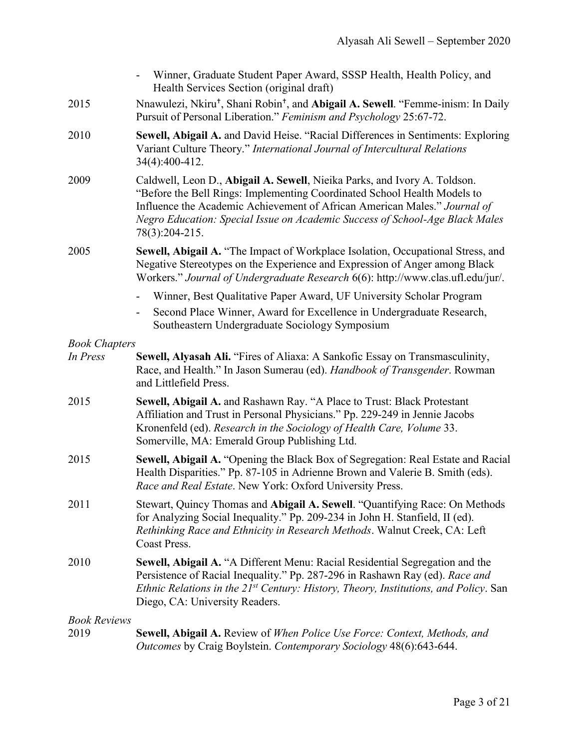- Winner, Graduate Student Paper Award, SSSP Health, Health Policy, and Health Services Section (original draft)

2015 Nnawulezi, Nkiru[†], Shani Robin[†], and **Abigail A. Sewell**. "Femme-inism: In Daily Pursuit of Personal Liberation." *Feminism and Psychology* 25:67-72.

2010 **Sewell, Abigail A.** and David Heise. "Racial Differences in Sentiments: Exploring Variant Culture Theory." *International Journal of Intercultural Relations* 34(4):400-412.

2009 Caldwell, Leon D., **Abigail A. Sewell**, Nieika Parks, and Ivory A. Toldson. "Before the Bell Rings: Implementing Coordinated School Health Models to Influence the Academic Achievement of African American Males." *Journal of Negro Education: Special Issue on Academic Success of School-Age Black Males* 78(3):204-215.

2005 **Sewell, Abigail A.** "The Impact of Workplace Isolation, Occupational Stress, and Negative Stereotypes on the Experience and Expression of Anger among Black Workers." *Journal of Undergraduate Research* 6(6): http://www.clas.ufl.edu/jur/.

- Winner, Best Qualitative Paper Award, UF University Scholar Program
- Second Place Winner, Award for Excellence in Undergraduate Research, Southeastern Undergraduate Sociology Symposium

*Book Chapters*

*In Press* **Sewell, Alyasah Ali.** "Fires of Aliaxa: A Sankofic Essay on Transmasculinity, Race, and Health." In Jason Sumerau (ed). *Handbook of Transgender*. Rowman and Littlefield Press.

2015 **Sewell, Abigail A.** and Rashawn Ray. "A Place to Trust: Black Protestant Affiliation and Trust in Personal Physicians." Pp. 229-249 in Jennie Jacobs Kronenfeld (ed). *Research in the Sociology of Health Care, Volume* 33. Somerville, MA: Emerald Group Publishing Ltd.

2015 **Sewell, Abigail A.** "Opening the Black Box of Segregation: Real Estate and Racial Health Disparities." Pp. 87-105 in Adrienne Brown and Valerie B. Smith (eds). *Race and Real Estate*. New York: Oxford University Press.

2011 Stewart, Quincy Thomas and **Abigail A. Sewell**. "Quantifying Race: On Methods for Analyzing Social Inequality." Pp. 209-234 in John H. Stanfield, II (ed). *Rethinking Race and Ethnicity in Research Methods*. Walnut Creek, CA: Left Coast Press.

2010 **Sewell, Abigail A.** "A Different Menu: Racial Residential Segregation and the Persistence of Racial Inequality." Pp. 287-296 in Rashawn Ray (ed). *Race and Ethnic Relations in the 21st Century: History, Theory, Institutions, and Policy*. San Diego, CA: University Readers.

*Book Reviews*

2019 **Sewell, Abigail A.** Review of *When Police Use Force: Context, Methods, and Outcomes* by Craig Boylstein. *Contemporary Sociology* 48(6):643-644.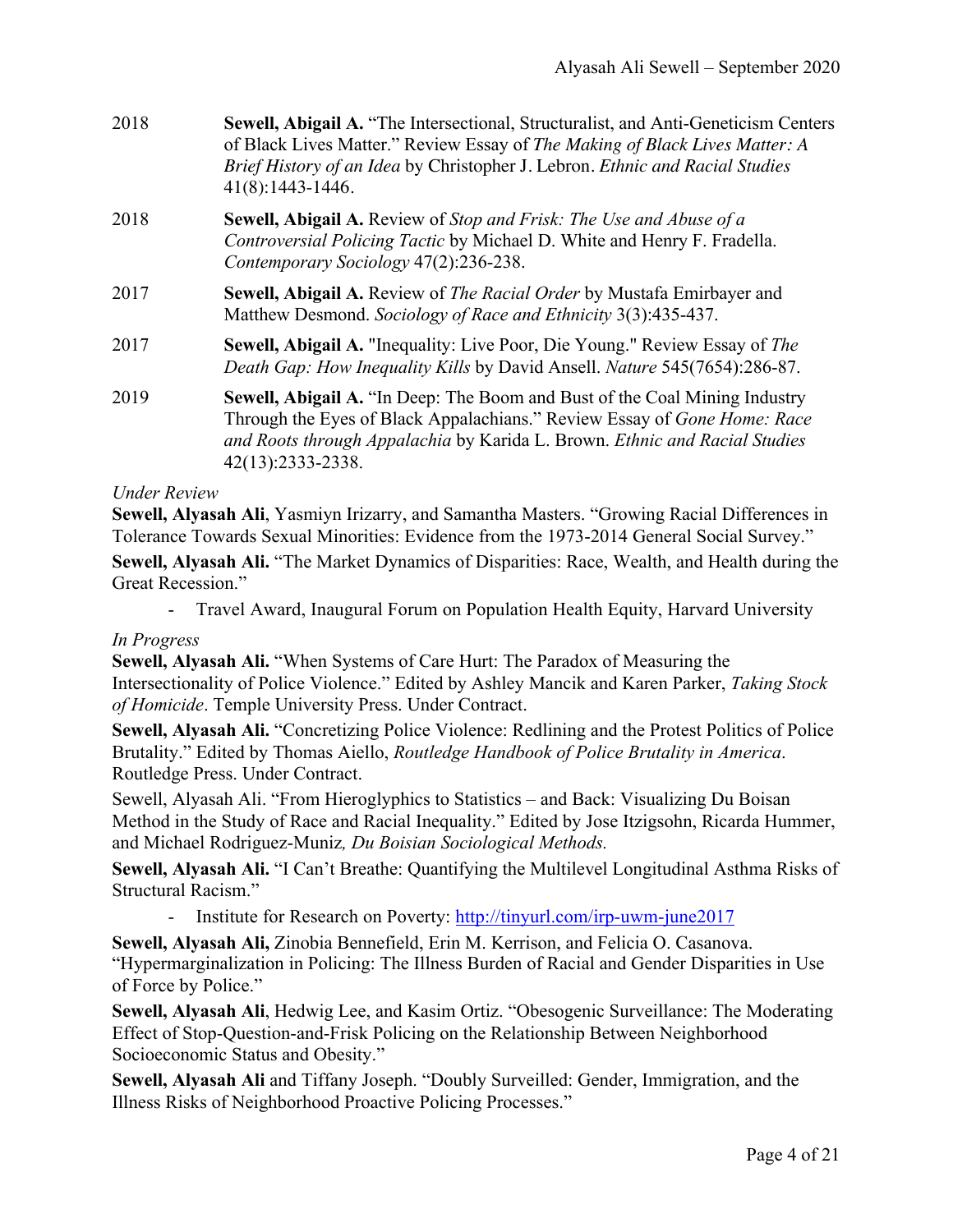| | |
|---|---|
| 2018 | **Sewell, Abigail A.** "The Intersectional, Structuralist, and Anti-Geneticism Centers of Black Lives Matter." Review Essay of *The Making of Black Lives Matter: A Brief History of an Idea* by Christopher J. Lebron. *Ethnic and Racial Studies* 41(8):1443-1446. |
| 2018 | **Sewell, Abigail A.** Review of *Stop and Frisk: The Use and Abuse of a Controversial Policing Tactic* by Michael D. White and Henry F. Fradella. *Contemporary Sociology* 47(2):236-238. |
| 2017 | **Sewell, Abigail A.** Review of *The Racial Order* by Mustafa Emirbayer and Matthew Desmond. *Sociology of Race and Ethnicity* 3(3):435-437. |
| 2017 | **Sewell, Abigail A.** "Inequality: Live Poor, Die Young." Review Essay of *The Death Gap: How Inequality Kills* by David Ansell. *Nature* 545(7654):286-87. |
| 2019 | **Sewell, Abigail A.** "In Deep: The Boom and Bust of the Coal Mining Industry Through the Eyes of Black Appalachians." Review Essay of *Gone Home: Race and Roots through Appalachia* by Karida L. Brown. *Ethnic and Racial Studies* 42(13):2333-2338. |

*Under Review*

**Sewell, Alyasah Ali**, Yasmiyn Irizarry, and Samantha Masters. "Growing Racial Differences in Tolerance Towards Sexual Minorities: Evidence from the 1973-2014 General Social Survey."

**Sewell, Alyasah Ali.** "The Market Dynamics of Disparities: Race, Wealth, and Health during the Great Recession."

- Travel Award, Inaugural Forum on Population Health Equity, Harvard University

*In Progress*

**Sewell, Alyasah Ali.** "When Systems of Care Hurt: The Paradox of Measuring the Intersectionality of Police Violence." Edited by Ashley Mancik and Karen Parker, *Taking Stock of Homicide*. Temple University Press. Under Contract.

**Sewell, Alyasah Ali.** "Concretizing Police Violence: Redlining and the Protest Politics of Police Brutality." Edited by Thomas Aiello, *Routledge Handbook of Police Brutality in America*. Routledge Press. Under Contract.

Sewell, Alyasah Ali. "From Hieroglyphics to Statistics – and Back: Visualizing Du Boisan Method in the Study of Race and Racial Inequality." Edited by Jose Itzigsohn, Ricarda Hummer, and Michael Rodriguez-Muniz*, Du Boisian Sociological Methods.*

**Sewell, Alyasah Ali.** "I Can't Breathe: Quantifying the Multilevel Longitudinal Asthma Risks of Structural Racism."

- Institute for Research on Poverty: http://tinyurl.com/irp-uwm-june2017

**Sewell, Alyasah Ali,** Zinobia Bennefield, Erin M. Kerrison, and Felicia O. Casanova. "Hypermarginalization in Policing: The Illness Burden of Racial and Gender Disparities in Use of Force by Police."

**Sewell, Alyasah Ali**, Hedwig Lee, and Kasim Ortiz. "Obesogenic Surveillance: The Moderating Effect of Stop-Question-and-Frisk Policing on the Relationship Between Neighborhood Socioeconomic Status and Obesity."

**Sewell, Alyasah Ali** and Tiffany Joseph. "Doubly Surveilled: Gender, Immigration, and the Illness Risks of Neighborhood Proactive Policing Processes."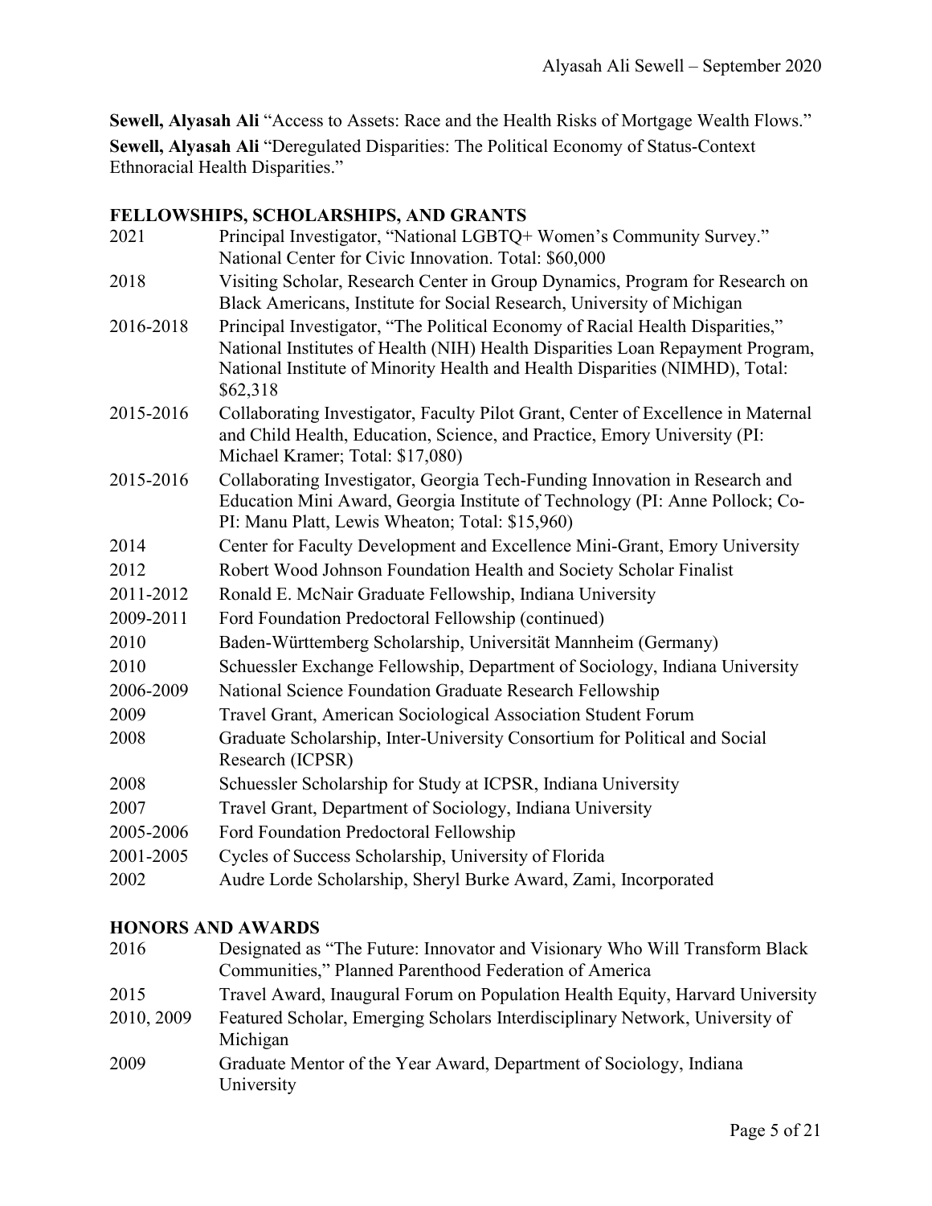**Sewell, Alyasah Ali** “Access to Assets: Race and the Health Risks of Mortgage Wealth Flows.”

**Sewell, Alyasah Ali** “Deregulated Disparities: The Political Economy of Status-Context Ethnoracial Health Disparities.”

## FELLOWSHIPS, SCHOLARSHIPS, AND GRANTS

| | |
|---|---|
| 2021 | Principal Investigator, “National LGBTQ+ Women’s Community Survey.” National Center for Civic Innovation. Total: $60,000 |
| 2018 | Visiting Scholar, Research Center in Group Dynamics, Program for Research on Black Americans, Institute for Social Research, University of Michigan |
| 2016-2018 | Principal Investigator, “The Political Economy of Racial Health Disparities,” National Institutes of Health (NIH) Health Disparities Loan Repayment Program, National Institute of Minority Health and Health Disparities (NIMHD), Total: $62,318 |
| 2015-2016 | Collaborating Investigator, Faculty Pilot Grant, Center of Excellence in Maternal and Child Health, Education, Science, and Practice, Emory University (PI: Michael Kramer; Total: $17,080) |
| 2015-2016 | Collaborating Investigator, Georgia Tech-Funding Innovation in Research and Education Mini Award, Georgia Institute of Technology (PI: Anne Pollock; Co-PI: Manu Platt, Lewis Wheaton; Total: $15,960) |
| 2014 | Center for Faculty Development and Excellence Mini-Grant, Emory University |
| 2012 | Robert Wood Johnson Foundation Health and Society Scholar Finalist |
| 2011-2012 | Ronald E. McNair Graduate Fellowship, Indiana University |
| 2009-2011 | Ford Foundation Predoctoral Fellowship (continued) |
| 2010 | Baden-Württemberg Scholarship, Universität Mannheim (Germany) |
| 2010 | Schuessler Exchange Fellowship, Department of Sociology, Indiana University |
| 2006-2009 | National Science Foundation Graduate Research Fellowship |
| 2009 | Travel Grant, American Sociological Association Student Forum |
| 2008 | Graduate Scholarship, Inter-University Consortium for Political and Social Research (ICPSR) |
| 2008 | Schuessler Scholarship for Study at ICPSR, Indiana University |
| 2007 | Travel Grant, Department of Sociology, Indiana University |
| 2005-2006 | Ford Foundation Predoctoral Fellowship |
| 2001-2005 | Cycles of Success Scholarship, University of Florida |
| 2002 | Audre Lorde Scholarship, Sheryl Burke Award, Zami, Incorporated |

## HONORS AND AWARDS

| | |
|---|---|
| 2016 | Designated as “The Future: Innovator and Visionary Who Will Transform Black Communities,” Planned Parenthood Federation of America |
| 2015 | Travel Award, Inaugural Forum on Population Health Equity, Harvard University |
| 2010, 2009 | Featured Scholar, Emerging Scholars Interdisciplinary Network, University of Michigan |
| 2009 | Graduate Mentor of the Year Award, Department of Sociology, Indiana University |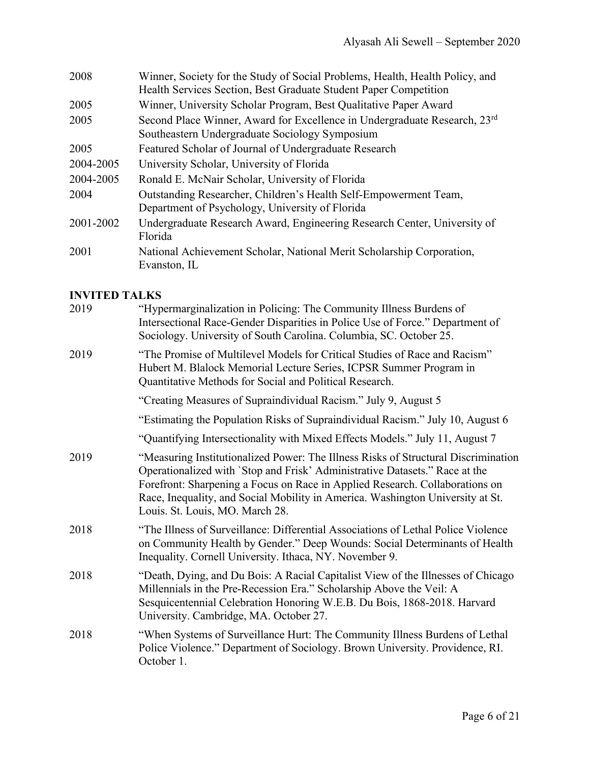| | |
|---|---|
| 2008 | Winner, Society for the Study of Social Problems, Health, Health Policy, and Health Services Section, Best Graduate Student Paper Competition |
| 2005 | Winner, University Scholar Program, Best Qualitative Paper Award |
| 2005 | Second Place Winner, Award for Excellence in Undergraduate Research, 23rd Southeastern Undergraduate Sociology Symposium |
| 2005 | Featured Scholar of Journal of Undergraduate Research |
| 2004-2005 | University Scholar, University of Florida |
| 2004-2005 | Ronald E. McNair Scholar, University of Florida |
| 2004 | Outstanding Researcher, Children's Health Self-Empowerment Team, Department of Psychology, University of Florida |
| 2001-2002 | Undergraduate Research Award, Engineering Research Center, University of Florida |
| 2001 | National Achievement Scholar, National Merit Scholarship Corporation, Evanston, IL |

## INVITED TALKS

| | |
|---|---|
| 2019 | "Hypermarginalization in Policing: The Community Illness Burdens of Intersectional Race-Gender Disparities in Police Use of Force." Department of Sociology. University of South Carolina. Columbia, SC. October 25. |
| 2019 | "The Promise of Multilevel Models for Critical Studies of Race and Racism" Hubert M. Blalock Memorial Lecture Series, ICPSR Summer Program in Quantitative Methods for Social and Political Research. |
| | "Creating Measures of Supraindividual Racism." July 9, August 5 |
| | "Estimating the Population Risks of Supraindividual Racism." July 10, August 6 |
| | "Quantifying Intersectionality with Mixed Effects Models." July 11, August 7 |
| 2019 | "Measuring Institutionalized Power: The Illness Risks of Structural Discrimination Operationalized with `Stop and Frisk' Administrative Datasets." Race at the Forefront: Sharpening a Focus on Race in Applied Research. Collaborations on Race, Inequality, and Social Mobility in America. Washington University at St. Louis. St. Louis, MO. March 28. |
| 2018 | "The Illness of Surveillance: Differential Associations of Lethal Police Violence on Community Health by Gender." Deep Wounds: Social Determinants of Health Inequality. Cornell University. Ithaca, NY. November 9. |
| 2018 | "Death, Dying, and Du Bois: A Racial Capitalist View of the Illnesses of Chicago Millennials in the Pre-Recession Era." Scholarship Above the Veil: A Sesquicentennial Celebration Honoring W.E.B. Du Bois, 1868-2018. Harvard University. Cambridge, MA. October 27. |
| 2018 | "When Systems of Surveillance Hurt: The Community Illness Burdens of Lethal Police Violence." Department of Sociology. Brown University. Providence, RI. October 1. |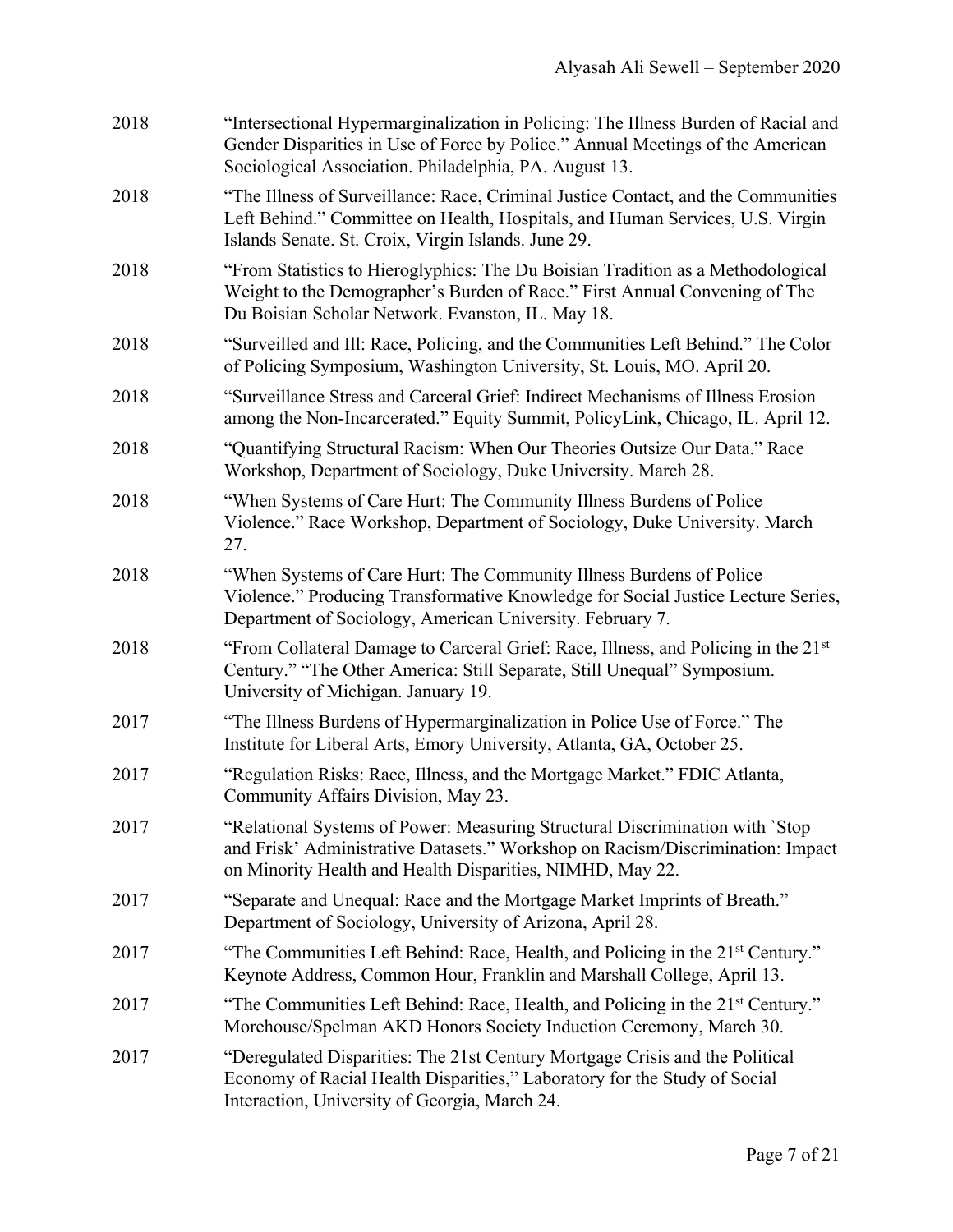2018 "Intersectional Hypermarginalization in Policing: The Illness Burden of Racial and Gender Disparities in Use of Force by Police." Annual Meetings of the American Sociological Association. Philadelphia, PA. August 13.

2018 "The Illness of Surveillance: Race, Criminal Justice Contact, and the Communities Left Behind." Committee on Health, Hospitals, and Human Services, U.S. Virgin Islands Senate. St. Croix, Virgin Islands. June 29.

2018 "From Statistics to Hieroglyphics: The Du Boisian Tradition as a Methodological Weight to the Demographer's Burden of Race." First Annual Convening of The Du Boisian Scholar Network. Evanston, IL. May 18.

2018 "Surveilled and Ill: Race, Policing, and the Communities Left Behind." The Color of Policing Symposium, Washington University, St. Louis, MO. April 20.

2018 "Surveillance Stress and Carceral Grief: Indirect Mechanisms of Illness Erosion among the Non-Incarcerated." Equity Summit, PolicyLink, Chicago, IL. April 12.

2018 "Quantifying Structural Racism: When Our Theories Outsize Our Data." Race Workshop, Department of Sociology, Duke University. March 28.

2018 "When Systems of Care Hurt: The Community Illness Burdens of Police Violence." Race Workshop, Department of Sociology, Duke University. March 27.

2018 "When Systems of Care Hurt: The Community Illness Burdens of Police Violence." Producing Transformative Knowledge for Social Justice Lecture Series, Department of Sociology, American University. February 7.

2018 "From Collateral Damage to Carceral Grief: Race, Illness, and Policing in the 21st Century." "The Other America: Still Separate, Still Unequal" Symposium. University of Michigan. January 19.

2017 "The Illness Burdens of Hypermarginalization in Police Use of Force." The Institute for Liberal Arts, Emory University, Atlanta, GA, October 25.

2017 "Regulation Risks: Race, Illness, and the Mortgage Market." FDIC Atlanta, Community Affairs Division, May 23.

2017 "Relational Systems of Power: Measuring Structural Discrimination with `Stop and Frisk' Administrative Datasets." Workshop on Racism/Discrimination: Impact on Minority Health and Health Disparities, NIMHD, May 22.

2017 "Separate and Unequal: Race and the Mortgage Market Imprints of Breath." Department of Sociology, University of Arizona, April 28.

2017 "The Communities Left Behind: Race, Health, and Policing in the 21st Century." Keynote Address, Common Hour, Franklin and Marshall College, April 13.

2017 "The Communities Left Behind: Race, Health, and Policing in the 21st Century." Morehouse/Spelman AKD Honors Society Induction Ceremony, March 30.

2017 "Deregulated Disparities: The 21st Century Mortgage Crisis and the Political Economy of Racial Health Disparities," Laboratory for the Study of Social Interaction, University of Georgia, March 24.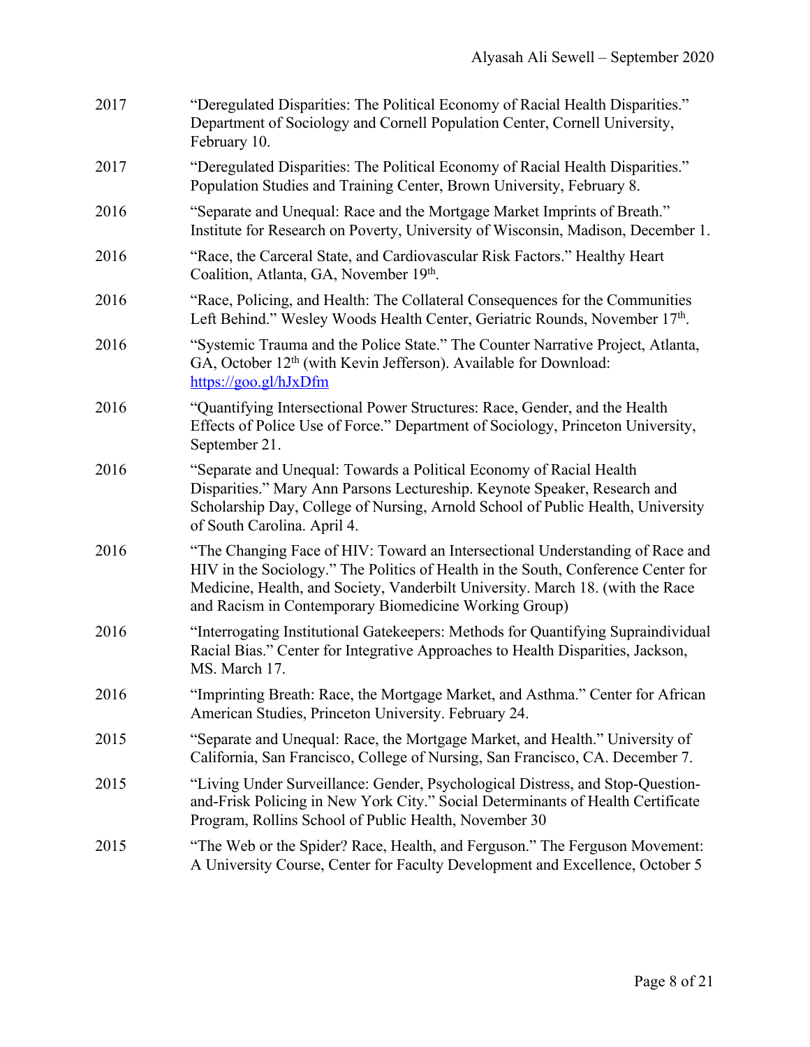2017 "Deregulated Disparities: The Political Economy of Racial Health Disparities." Department of Sociology and Cornell Population Center, Cornell University, February 10.

2017 "Deregulated Disparities: The Political Economy of Racial Health Disparities." Population Studies and Training Center, Brown University, February 8.

2016 "Separate and Unequal: Race and the Mortgage Market Imprints of Breath." Institute for Research on Poverty, University of Wisconsin, Madison, December 1.

2016 "Race, the Carceral State, and Cardiovascular Risk Factors." Healthy Heart Coalition, Atlanta, GA, November 19th.

2016 "Race, Policing, and Health: The Collateral Consequences for the Communities Left Behind." Wesley Woods Health Center, Geriatric Rounds, November 17th.

2016 "Systemic Trauma and the Police State." The Counter Narrative Project, Atlanta, GA, October 12th (with Kevin Jefferson). Available for Download: [https://goo.gl/hJxDfm](https://goo.gl/hJxDfm)

2016 "Quantifying Intersectional Power Structures: Race, Gender, and the Health Effects of Police Use of Force." Department of Sociology, Princeton University, September 21.

2016 "Separate and Unequal: Towards a Political Economy of Racial Health Disparities." Mary Ann Parsons Lectureship. Keynote Speaker, Research and Scholarship Day, College of Nursing, Arnold School of Public Health, University of South Carolina. April 4.

2016 "The Changing Face of HIV: Toward an Intersectional Understanding of Race and HIV in the Sociology." The Politics of Health in the South, Conference Center for Medicine, Health, and Society, Vanderbilt University. March 18. (with the Race and Racism in Contemporary Biomedicine Working Group)

2016 "Interrogating Institutional Gatekeepers: Methods for Quantifying Supraindividual Racial Bias." Center for Integrative Approaches to Health Disparities, Jackson, MS. March 17.

2016 "Imprinting Breath: Race, the Mortgage Market, and Asthma." Center for African American Studies, Princeton University. February 24.

2015 "Separate and Unequal: Race, the Mortgage Market, and Health." University of California, San Francisco, College of Nursing, San Francisco, CA. December 7.

2015 "Living Under Surveillance: Gender, Psychological Distress, and Stop-Question-and-Frisk Policing in New York City." Social Determinants of Health Certificate Program, Rollins School of Public Health, November 30

2015 "The Web or the Spider? Race, Health, and Ferguson." The Ferguson Movement: A University Course, Center for Faculty Development and Excellence, October 5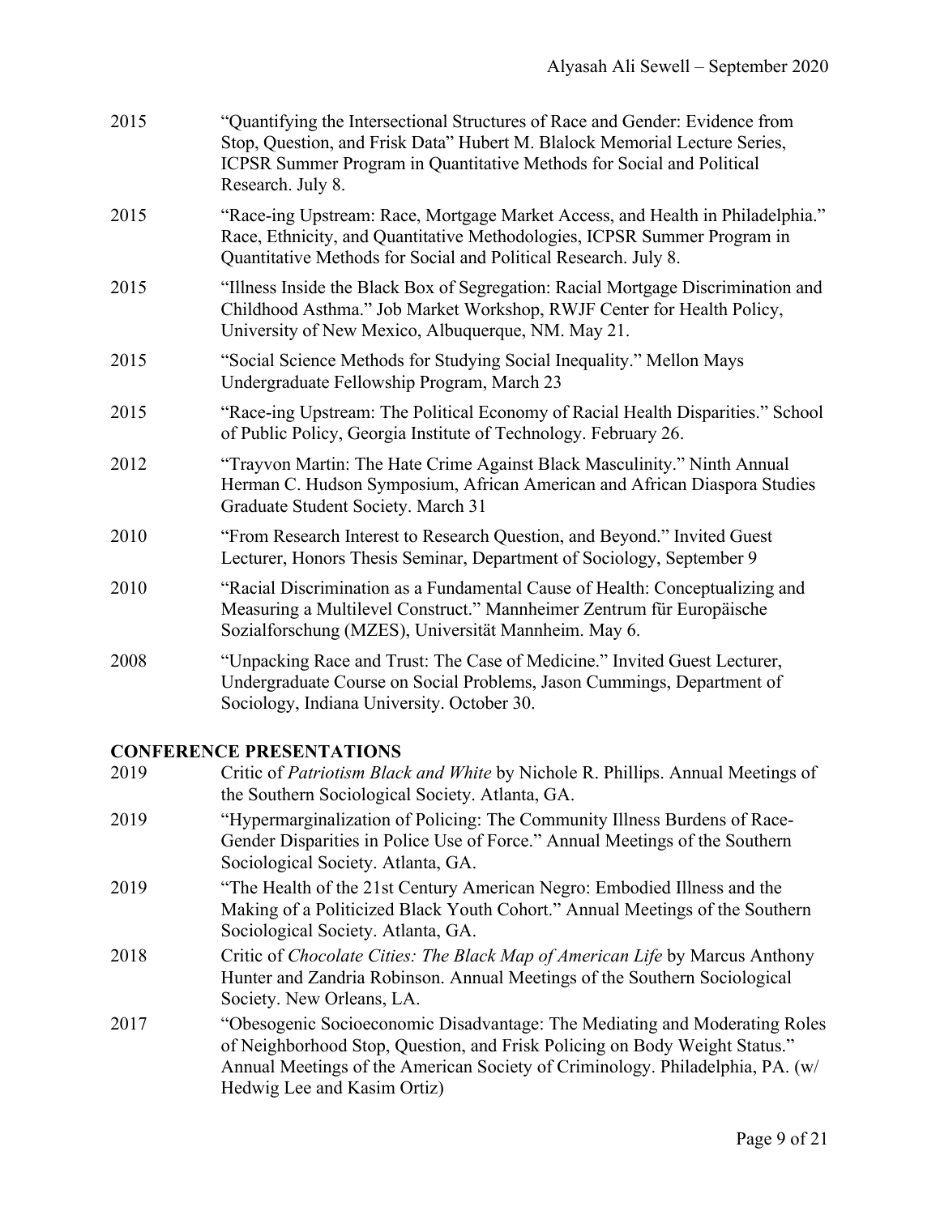2015 “Quantifying the Intersectional Structures of Race and Gender: Evidence from Stop, Question, and Frisk Data” Hubert M. Blalock Memorial Lecture Series, ICPSR Summer Program in Quantitative Methods for Social and Political Research. July 8.

2015 “Race-ing Upstream: Race, Mortgage Market Access, and Health in Philadelphia.” Race, Ethnicity, and Quantitative Methodologies, ICPSR Summer Program in Quantitative Methods for Social and Political Research. July 8.

2015 “Illness Inside the Black Box of Segregation: Racial Mortgage Discrimination and Childhood Asthma.” Job Market Workshop, RWJF Center for Health Policy, University of New Mexico, Albuquerque, NM. May 21.

2015 “Social Science Methods for Studying Social Inequality.” Mellon Mays Undergraduate Fellowship Program, March 23

2015 “Race-ing Upstream: The Political Economy of Racial Health Disparities.” School of Public Policy, Georgia Institute of Technology. February 26.

2012 “Trayvon Martin: The Hate Crime Against Black Masculinity.” Ninth Annual Herman C. Hudson Symposium, African American and African Diaspora Studies Graduate Student Society. March 31

2010 “From Research Interest to Research Question, and Beyond.” Invited Guest Lecturer, Honors Thesis Seminar, Department of Sociology, September 9

2010 “Racial Discrimination as a Fundamental Cause of Health: Conceptualizing and Measuring a Multilevel Construct.” Mannheimer Zentrum für Europäische Sozialforschung (MZES), Universität Mannheim. May 6.

2008 “Unpacking Race and Trust: The Case of Medicine.” Invited Guest Lecturer, Undergraduate Course on Social Problems, Jason Cummings, Department of Sociology, Indiana University. October 30.

## CONFERENCE PRESENTATIONS

2019 Critic of *Patriotism Black and White* by Nichole R. Phillips. Annual Meetings of the Southern Sociological Society. Atlanta, GA.

2019 “Hypermarginalization of Policing: The Community Illness Burdens of Race-Gender Disparities in Police Use of Force.” Annual Meetings of the Southern Sociological Society. Atlanta, GA.

2019 “The Health of the 21st Century American Negro: Embodied Illness and the Making of a Politicized Black Youth Cohort.” Annual Meetings of the Southern Sociological Society. Atlanta, GA.

2018 Critic of *Chocolate Cities: The Black Map of American Life* by Marcus Anthony Hunter and Zandria Robinson. Annual Meetings of the Southern Sociological Society. New Orleans, LA.

2017 “Obesogenic Socioeconomic Disadvantage: The Mediating and Moderating Roles of Neighborhood Stop, Question, and Frisk Policing on Body Weight Status.” Annual Meetings of the American Society of Criminology. Philadelphia, PA. (w/ Hedwig Lee and Kasim Ortiz)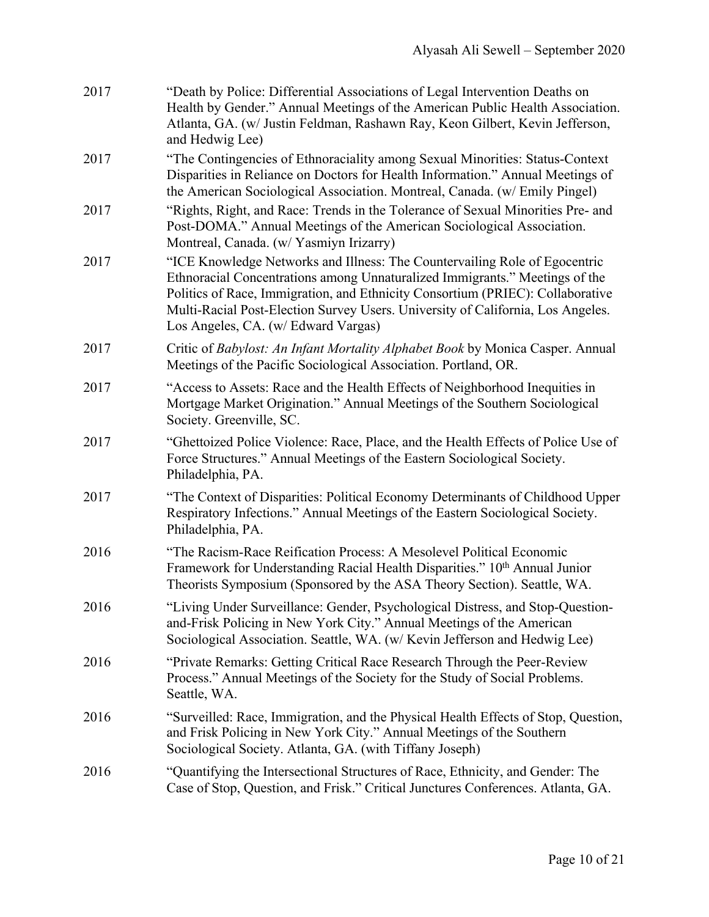| | |
|---|---|
| 2017 | "Death by Police: Differential Associations of Legal Intervention Deaths on Health by Gender." Annual Meetings of the American Public Health Association. Atlanta, GA. (w/ Justin Feldman, Rashawn Ray, Keon Gilbert, Kevin Jefferson, and Hedwig Lee) |
| 2017 | "The Contingencies of Ethnoraciality among Sexual Minorities: Status-Context Disparities in Reliance on Doctors for Health Information." Annual Meetings of the American Sociological Association. Montreal, Canada. (w/ Emily Pingel) |
| 2017 | "Rights, Right, and Race: Trends in the Tolerance of Sexual Minorities Pre- and Post-DOMA." Annual Meetings of the American Sociological Association. Montreal, Canada. (w/ Yasmiyn Irizarry) |
| 2017 | "ICE Knowledge Networks and Illness: The Countervailing Role of Egocentric Ethnoracial Concentrations among Unnaturalized Immigrants." Meetings of the Politics of Race, Immigration, and Ethnicity Consortium (PRIEC): Collaborative Multi-Racial Post-Election Survey Users. University of California, Los Angeles. Los Angeles, CA. (w/ Edward Vargas) |
| 2017 | Critic of *Babylost: An Infant Mortality Alphabet Book* by Monica Casper. Annual Meetings of the Pacific Sociological Association. Portland, OR. |
| 2017 | "Access to Assets: Race and the Health Effects of Neighborhood Inequities in Mortgage Market Origination." Annual Meetings of the Southern Sociological Society. Greenville, SC. |
| 2017 | "Ghettoized Police Violence: Race, Place, and the Health Effects of Police Use of Force Structures." Annual Meetings of the Eastern Sociological Society. Philadelphia, PA. |
| 2017 | "The Context of Disparities: Political Economy Determinants of Childhood Upper Respiratory Infections." Annual Meetings of the Eastern Sociological Society. Philadelphia, PA. |
| 2016 | "The Racism-Race Reification Process: A Mesolevel Political Economic Framework for Understanding Racial Health Disparities." 10th Annual Junior Theorists Symposium (Sponsored by the ASA Theory Section). Seattle, WA. |
| 2016 | "Living Under Surveillance: Gender, Psychological Distress, and Stop-Question-and-Frisk Policing in New York City." Annual Meetings of the American Sociological Association. Seattle, WA. (w/ Kevin Jefferson and Hedwig Lee) |
| 2016 | "Private Remarks: Getting Critical Race Research Through the Peer-Review Process." Annual Meetings of the Society for the Study of Social Problems. Seattle, WA. |
| 2016 | "Surveilled: Race, Immigration, and the Physical Health Effects of Stop, Question, and Frisk Policing in New York City." Annual Meetings of the Southern Sociological Society. Atlanta, GA. (with Tiffany Joseph) |
| 2016 | "Quantifying the Intersectional Structures of Race, Ethnicity, and Gender: The Case of Stop, Question, and Frisk." Critical Junctures Conferences. Atlanta, GA. |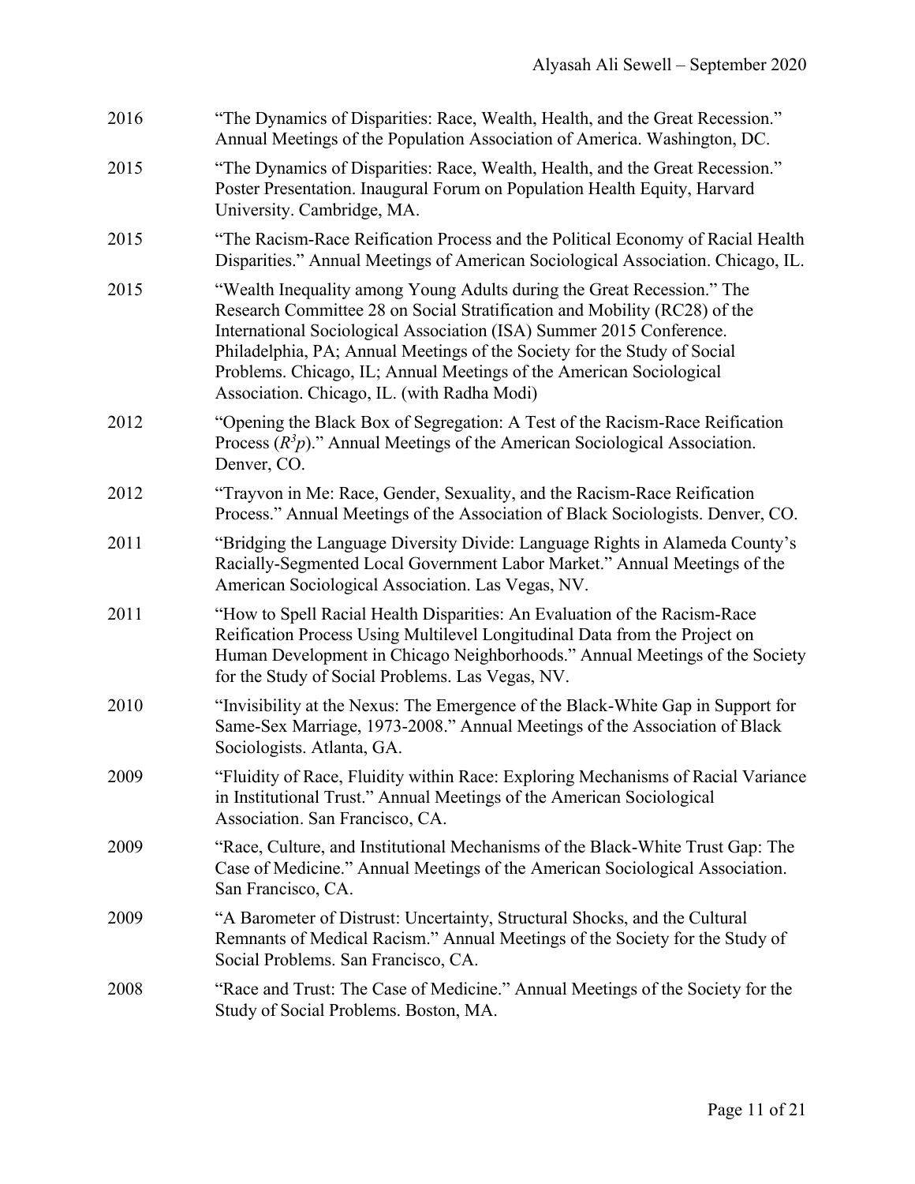2016 “The Dynamics of Disparities: Race, Wealth, Health, and the Great Recession.” Annual Meetings of the Population Association of America. Washington, DC.

2015 “The Dynamics of Disparities: Race, Wealth, Health, and the Great Recession.” Poster Presentation. Inaugural Forum on Population Health Equity, Harvard University. Cambridge, MA.

2015 “The Racism-Race Reification Process and the Political Economy of Racial Health Disparities.” Annual Meetings of American Sociological Association. Chicago, IL.

2015 “Wealth Inequality among Young Adults during the Great Recession.” The Research Committee 28 on Social Stratification and Mobility (RC28) of the International Sociological Association (ISA) Summer 2015 Conference. Philadelphia, PA; Annual Meetings of the Society for the Study of Social Problems. Chicago, IL; Annual Meetings of the American Sociological Association. Chicago, IL. (with Radha Modi)

2012 “Opening the Black Box of Segregation: A Test of the Racism-Race Reification Process ($R^3p$).” Annual Meetings of the American Sociological Association. Denver, CO.

2012 “Trayvon in Me: Race, Gender, Sexuality, and the Racism-Race Reification Process.” Annual Meetings of the Association of Black Sociologists. Denver, CO.

2011 “Bridging the Language Diversity Divide: Language Rights in Alameda County’s Racially-Segmented Local Government Labor Market.” Annual Meetings of the American Sociological Association. Las Vegas, NV.

2011 “How to Spell Racial Health Disparities: An Evaluation of the Racism-Race Reification Process Using Multilevel Longitudinal Data from the Project on Human Development in Chicago Neighborhoods.” Annual Meetings of the Society for the Study of Social Problems. Las Vegas, NV.

2010 “Invisibility at the Nexus: The Emergence of the Black-White Gap in Support for Same-Sex Marriage, 1973-2008.” Annual Meetings of the Association of Black Sociologists. Atlanta, GA.

2009 “Fluidity of Race, Fluidity within Race: Exploring Mechanisms of Racial Variance in Institutional Trust.” Annual Meetings of the American Sociological Association. San Francisco, CA.

2009 “Race, Culture, and Institutional Mechanisms of the Black-White Trust Gap: The Case of Medicine.” Annual Meetings of the American Sociological Association. San Francisco, CA.

2009 “A Barometer of Distrust: Uncertainty, Structural Shocks, and the Cultural Remnants of Medical Racism.” Annual Meetings of the Society for the Study of Social Problems. San Francisco, CA.

2008 “Race and Trust: The Case of Medicine.” Annual Meetings of the Society for the Study of Social Problems. Boston, MA.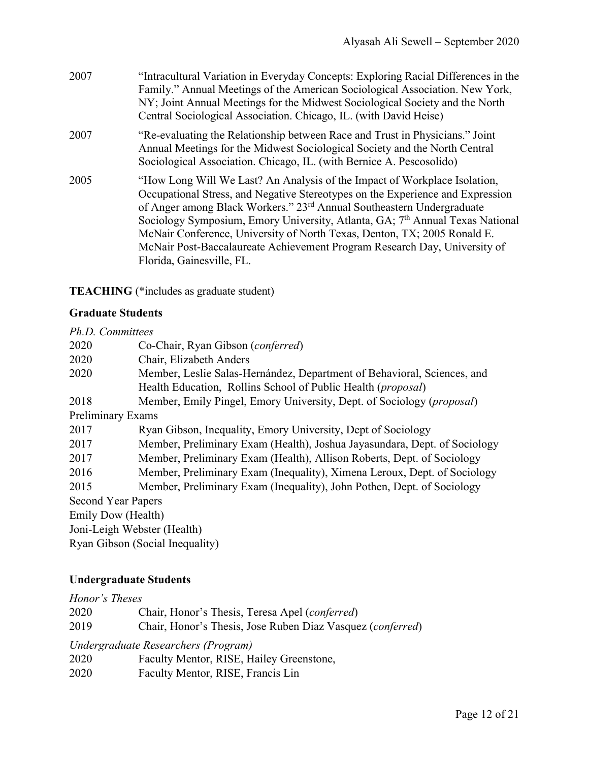2007 "Intracultural Variation in Everyday Concepts: Exploring Racial Differences in the Family." Annual Meetings of the American Sociological Association. New York, NY; Joint Annual Meetings for the Midwest Sociological Society and the North Central Sociological Association. Chicago, IL. (with David Heise)

2007 "Re-evaluating the Relationship between Race and Trust in Physicians." Joint Annual Meetings for the Midwest Sociological Society and the North Central Sociological Association. Chicago, IL. (with Bernice A. Pescosolido)

2005 "How Long Will We Last? An Analysis of the Impact of Workplace Isolation, Occupational Stress, and Negative Stereotypes on the Experience and Expression of Anger among Black Workers." 23rd Annual Southeastern Undergraduate Sociology Symposium, Emory University, Atlanta, GA; 7th Annual Texas National McNair Conference, University of North Texas, Denton, TX; 2005 Ronald E. McNair Post-Baccalaureate Achievement Program Research Day, University of Florida, Gainesville, FL.

## TEACHING (*includes as graduate student)

### Graduate Students

*Ph.D. Committees*

2020 Co-Chair, Ryan Gibson (*conferred*)
2020 Chair, Elizabeth Anders
2020 Member, Leslie Salas-Hernández, Department of Behavioral, Sciences, and Health Education, Rollins School of Public Health (*proposal*)
2018 Member, Emily Pingel, Emory University, Dept. of Sociology (*proposal*)

Preliminary Exams

2017 Ryan Gibson, Inequality, Emory University, Dept of Sociology
2017 Member, Preliminary Exam (Health), Joshua Jayasundara, Dept. of Sociology
2017 Member, Preliminary Exam (Health), Allison Roberts, Dept. of Sociology
2016 Member, Preliminary Exam (Inequality), Ximena Leroux, Dept. of Sociology
2015 Member, Preliminary Exam (Inequality), John Pothen, Dept. of Sociology

Second Year Papers

Emily Dow (Health)
Joni-Leigh Webster (Health)
Ryan Gibson (Social Inequality)

### Undergraduate Students

*Honor's Theses*

2020 Chair, Honor's Thesis, Teresa Apel (*conferred*)
2019 Chair, Honor's Thesis, Jose Ruben Diaz Vasquez (*conferred*)

*Undergraduate Researchers (Program)*

2020 Faculty Mentor, RISE, Hailey Greenstone,
2020 Faculty Mentor, RISE, Francis Lin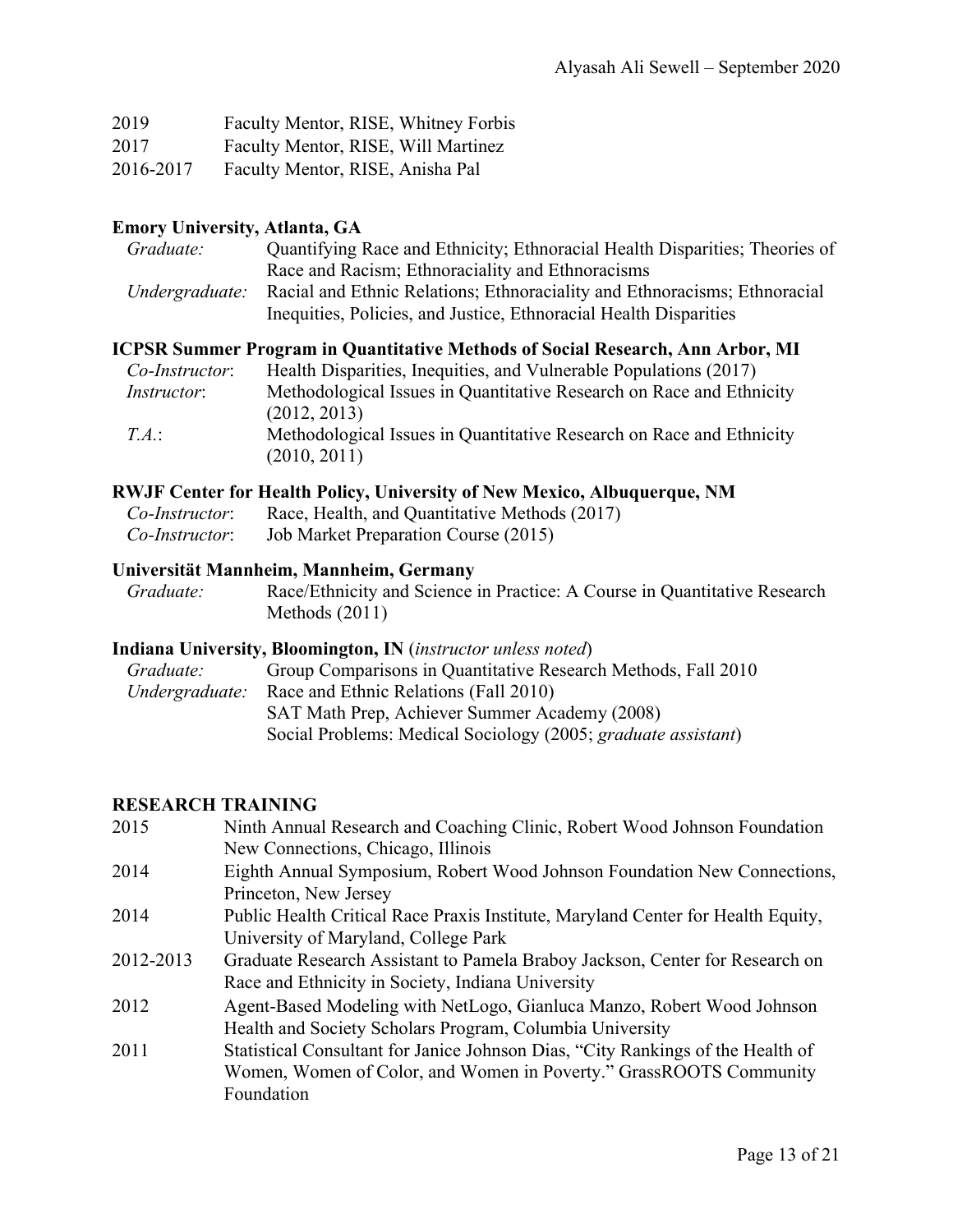2019 Faculty Mentor, RISE, Whitney Forbis
2017 Faculty Mentor, RISE, Will Martinez
2016-2017 Faculty Mentor, RISE, Anisha Pal

**Emory University, Atlanta, GA**

*Graduate:* Quantifying Race and Ethnicity; Ethnoracial Health Disparities; Theories of Race and Racism; Ethnoraciality and Ethnoracisms

*Undergraduate:* Racial and Ethnic Relations; Ethnoraciality and Ethnoracisms; Ethnoracial Inequities, Policies, and Justice, Ethnoracial Health Disparities

**ICPSR Summer Program in Quantitative Methods of Social Research, Ann Arbor, MI**

*Co-Instructor*: Health Disparities, Inequities, and Vulnerable Populations (2017)

*Instructor*: Methodological Issues in Quantitative Research on Race and Ethnicity (2012, 2013)

*T.A.*: Methodological Issues in Quantitative Research on Race and Ethnicity (2010, 2011)

**RWJF Center for Health Policy, University of New Mexico, Albuquerque, NM**

*Co-Instructor*: Race, Health, and Quantitative Methods (2017)

*Co-Instructor*: Job Market Preparation Course (2015)

**Universität Mannheim, Mannheim, Germany**

*Graduate:* Race/Ethnicity and Science in Practice: A Course in Quantitative Research Methods (2011)

**Indiana University, Bloomington, IN** (*instructor unless noted*)

*Graduate:* Group Comparisons in Quantitative Research Methods, Fall 2010

*Undergraduate:* Race and Ethnic Relations (Fall 2010)
SAT Math Prep, Achiever Summer Academy (2008)
Social Problems: Medical Sociology (2005; *graduate assistant*)

**RESEARCH TRAINING**

2015 Ninth Annual Research and Coaching Clinic, Robert Wood Johnson Foundation New Connections, Chicago, Illinois

2014 Eighth Annual Symposium, Robert Wood Johnson Foundation New Connections, Princeton, New Jersey

2014 Public Health Critical Race Praxis Institute, Maryland Center for Health Equity, University of Maryland, College Park

2012-2013 Graduate Research Assistant to Pamela Braboy Jackson, Center for Research on Race and Ethnicity in Society, Indiana University

2012 Agent-Based Modeling with NetLogo, Gianluca Manzo, Robert Wood Johnson Health and Society Scholars Program, Columbia University

2011 Statistical Consultant for Janice Johnson Dias, "City Rankings of the Health of Women, Women of Color, and Women in Poverty." GrassROOTS Community Foundation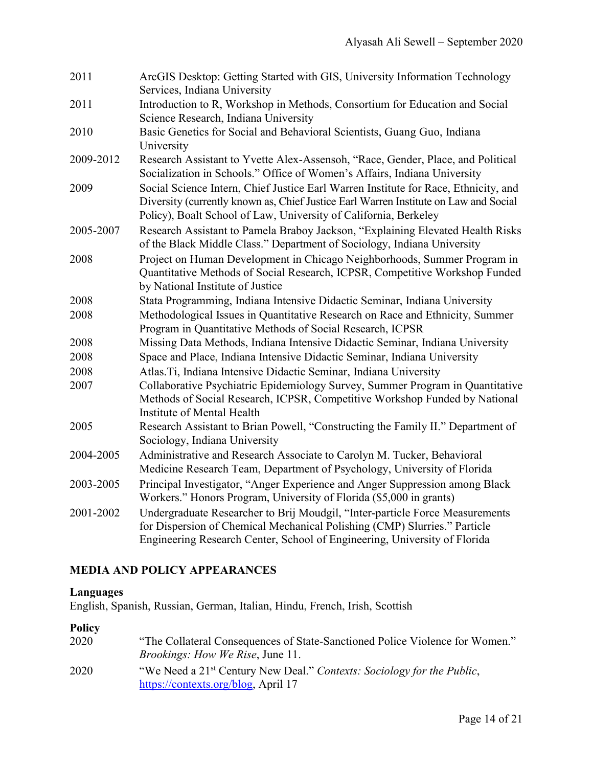| | |
|---|---|
| 2011 | ArcGIS Desktop: Getting Started with GIS, University Information Technology Services, Indiana University |
| 2011 | Introduction to R, Workshop in Methods, Consortium for Education and Social Science Research, Indiana University |
| 2010 | Basic Genetics for Social and Behavioral Scientists, Guang Guo, Indiana University |
| 2009-2012 | Research Assistant to Yvette Alex-Assensoh, "Race, Gender, Place, and Political Socialization in Schools." Office of Women's Affairs, Indiana University |
| 2009 | Social Science Intern, Chief Justice Earl Warren Institute for Race, Ethnicity, and Diversity (currently known as, Chief Justice Earl Warren Institute on Law and Social Policy), Boalt School of Law, University of California, Berkeley |
| 2005-2007 | Research Assistant to Pamela Braboy Jackson, "Explaining Elevated Health Risks of the Black Middle Class." Department of Sociology, Indiana University |
| 2008 | Project on Human Development in Chicago Neighborhoods, Summer Program in Quantitative Methods of Social Research, ICPSR, Competitive Workshop Funded by National Institute of Justice |
| 2008 | Stata Programming, Indiana Intensive Didactic Seminar, Indiana University |
| 2008 | Methodological Issues in Quantitative Research on Race and Ethnicity, Summer Program in Quantitative Methods of Social Research, ICPSR |
| 2008 | Missing Data Methods, Indiana Intensive Didactic Seminar, Indiana University |
| 2008 | Space and Place, Indiana Intensive Didactic Seminar, Indiana University |
| 2008 | Atlas.Ti, Indiana Intensive Didactic Seminar, Indiana University |
| 2007 | Collaborative Psychiatric Epidemiology Survey, Summer Program in Quantitative Methods of Social Research, ICPSR, Competitive Workshop Funded by National Institute of Mental Health |
| 2005 | Research Assistant to Brian Powell, "Constructing the Family II." Department of Sociology, Indiana University |
| 2004-2005 | Administrative and Research Associate to Carolyn M. Tucker, Behavioral Medicine Research Team, Department of Psychology, University of Florida |
| 2003-2005 | Principal Investigator, "Anger Experience and Anger Suppression among Black Workers." Honors Program, University of Florida ($5,000 in grants) |
| 2001-2002 | Undergraduate Researcher to Brij Moudgil, "Inter-particle Force Measurements for Dispersion of Chemical Mechanical Polishing (CMP) Slurries." Particle Engineering Research Center, School of Engineering, University of Florida |

## MEDIA AND POLICY APPEARANCES

### Languages

English, Spanish, Russian, German, Italian, Hindu, French, Irish, Scottish

### Policy

| | |
|---|---|
| 2020 | "The Collateral Consequences of State-Sanctioned Police Violence for Women." *Brookings: How We Rise*, June 11. |
| 2020 | "We Need a 21st Century New Deal." *Contexts: Sociology for the Public*, https://contexts.org/blog, April 17 |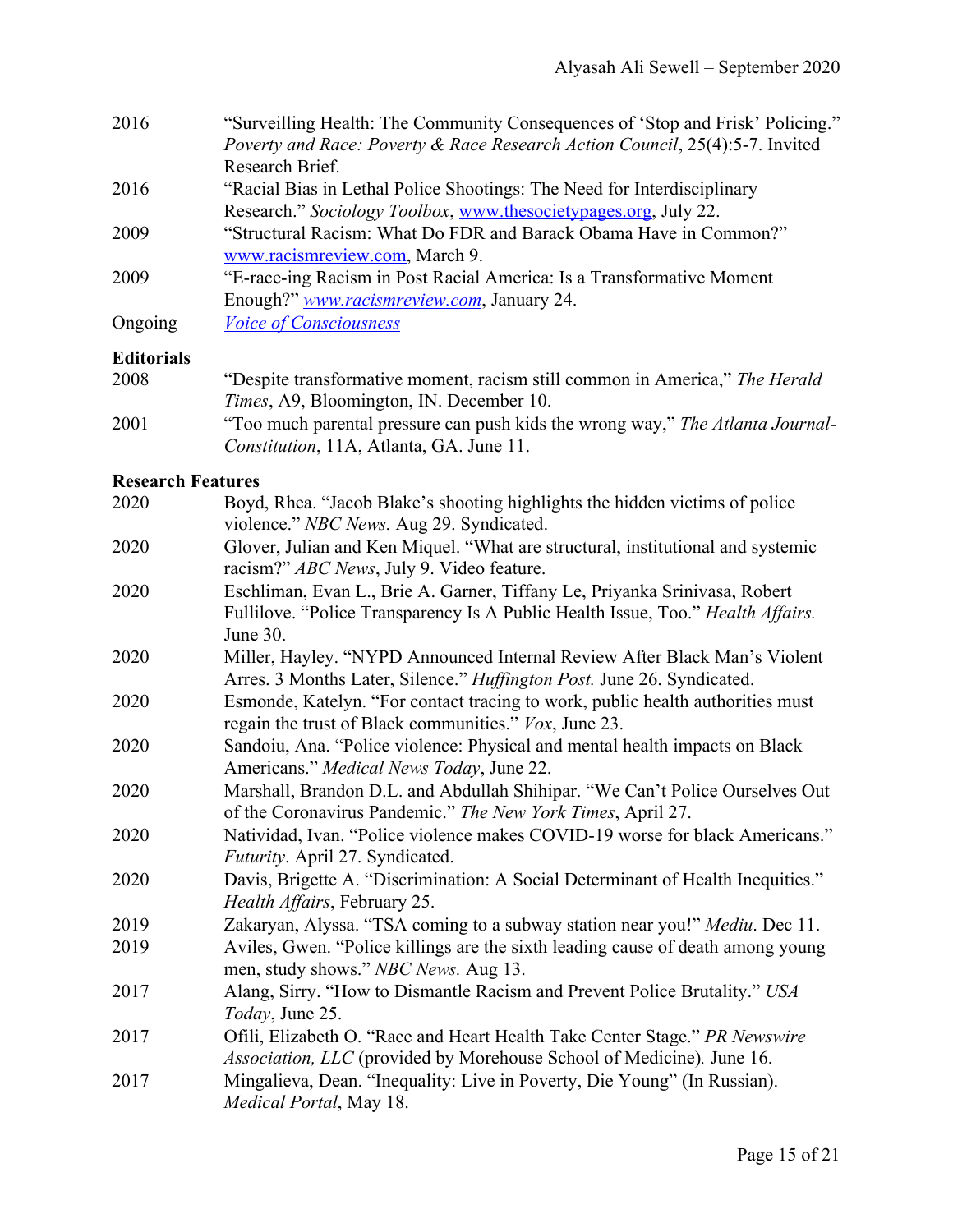2016 "Surveilling Health: The Community Consequences of 'Stop and Frisk' Policing." *Poverty and Race: Poverty & Race Research Action Council*, 25(4):5-7. Invited Research Brief.

2016 "Racial Bias in Lethal Police Shootings: The Need for Interdisciplinary Research." *Sociology Toolbox*, www.thesocietypages.org, July 22.

2009 "Structural Racism: What Do FDR and Barack Obama Have in Common?" www.racismreview.com, March 9.

2009 "E-race-ing Racism in Post Racial America: Is a Transformative Moment Enough?" *www.racismreview.com*, January 24.

Ongoing *Voice of Consciousness*

**Editorials**

2008 "Despite transformative moment, racism still common in America," *The Herald Times*, A9, Bloomington, IN. December 10.

2001 "Too much parental pressure can push kids the wrong way," *The Atlanta Journal-Constitution*, 11A, Atlanta, GA. June 11.

**Research Features**

2020 Boyd, Rhea. "Jacob Blake's shooting highlights the hidden victims of police violence." *NBC News.* Aug 29. Syndicated.

2020 Glover, Julian and Ken Miquel. "What are structural, institutional and systemic racism?" *ABC News*, July 9. Video feature.

2020 Eschliman, Evan L., Brie A. Garner, Tiffany Le, Priyanka Srinivasa, Robert Fullilove. "Police Transparency Is A Public Health Issue, Too." *Health Affairs.* June 30.

2020 Miller, Hayley. "NYPD Announced Internal Review After Black Man's Violent Arres. 3 Months Later, Silence." *Huffington Post.* June 26. Syndicated.

2020 Esmonde, Katelyn. "For contact tracing to work, public health authorities must regain the trust of Black communities." *Vox*, June 23.

2020 Sandoiu, Ana. "Police violence: Physical and mental health impacts on Black Americans." *Medical News Today*, June 22.

2020 Marshall, Brandon D.L. and Abdullah Shihipar. "We Can't Police Ourselves Out of the Coronavirus Pandemic." *The New York Times*, April 27.

2020 Natividad, Ivan. "Police violence makes COVID-19 worse for black Americans." *Futurity*. April 27. Syndicated.

2020 Davis, Brigette A. "Discrimination: A Social Determinant of Health Inequities." *Health Affairs*, February 25.

2019 Zakaryan, Alyssa. "TSA coming to a subway station near you!" *Mediu*. Dec 11.

2019 Aviles, Gwen. "Police killings are the sixth leading cause of death among young men, study shows." *NBC News.* Aug 13.

2017 Alang, Sirry. "How to Dismantle Racism and Prevent Police Brutality." *USA Today*, June 25.

2017 Ofili, Elizabeth O. "Race and Heart Health Take Center Stage." *PR Newswire Association, LLC* (provided by Morehouse School of Medicine)*.* June 16.

2017 Mingalieva, Dean. "Inequality: Live in Poverty, Die Young" (In Russian). *Medical Portal*, May 18.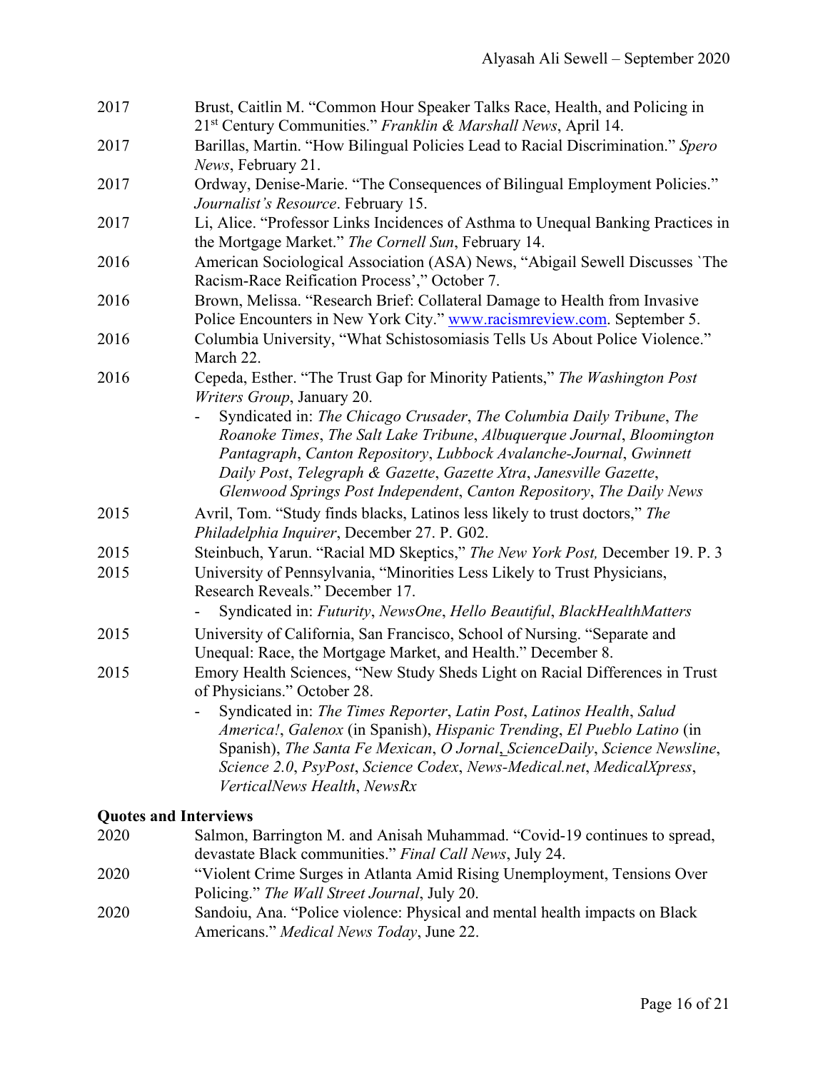2017 Brust, Caitlin M. "Common Hour Speaker Talks Race, Health, and Policing in 21st Century Communities." *Franklin & Marshall News*, April 14.

2017 Barillas, Martin. "How Bilingual Policies Lead to Racial Discrimination." *Spero News*, February 21.

2017 Ordway, Denise-Marie. "The Consequences of Bilingual Employment Policies." *Journalist's Resource*. February 15.

2017 Li, Alice. "Professor Links Incidences of Asthma to Unequal Banking Practices in the Mortgage Market." *The Cornell Sun*, February 14.

2016 American Sociological Association (ASA) News, "Abigail Sewell Discusses `The Racism-Race Reification Process'," October 7.

2016 Brown, Melissa. "Research Brief: Collateral Damage to Health from Invasive Police Encounters in New York City." www.racismreview.com. September 5.

2016 Columbia University, "What Schistosomiasis Tells Us About Police Violence." March 22.

2016 Cepeda, Esther. "The Trust Gap for Minority Patients," *The Washington Post Writers Group*, January 20.

- Syndicated in: *The Chicago Crusader*, *The Columbia Daily Tribune*, *The Roanoke Times*, *The Salt Lake Tribune*, *Albuquerque Journal*, *Bloomington Pantagraph*, *Canton Repository*, *Lubbock Avalanche-Journal*, *Gwinnett Daily Post*, *Telegraph & Gazette*, *Gazette Xtra*, *Janesville Gazette*, *Glenwood Springs Post Independent*, *Canton Repository*, *The Daily News*

2015 Avril, Tom. "Study finds blacks, Latinos less likely to trust doctors," *The Philadelphia Inquirer*, December 27. P. G02.

2015 Steinbuch, Yarun. "Racial MD Skeptics," *The New York Post,* December 19. P. 3

2015 University of Pennsylvania, "Minorities Less Likely to Trust Physicians, Research Reveals." December 17.

- Syndicated in: *Futurity*, *NewsOne*, *Hello Beautiful*, *BlackHealthMatters*

2015 University of California, San Francisco, School of Nursing. "Separate and Unequal: Race, the Mortgage Market, and Health." December 8.

2015 Emory Health Sciences, "New Study Sheds Light on Racial Differences in Trust of Physicians." October 28.

- Syndicated in: *The Times Reporter*, *Latin Post*, *Latinos Health*, *Salud America!*, *Galenox* (in Spanish), *Hispanic Trending*, *El Pueblo Latino* (in Spanish), *The Santa Fe Mexican*, *O Jornal*, *ScienceDaily*, *Science Newsline*, *Science 2.0*, *PsyPost*, *Science Codex*, *News-Medical.net*, *MedicalXpress*, *VerticalNews Health*, *NewsRx*

**Quotes and Interviews**

2020 Salmon, Barrington M. and Anisah Muhammad. "Covid-19 continues to spread, devastate Black communities." *Final Call News*, July 24.

2020 "Violent Crime Surges in Atlanta Amid Rising Unemployment, Tensions Over Policing." *The Wall Street Journal*, July 20.

2020 Sandoiu, Ana. "Police violence: Physical and mental health impacts on Black Americans." *Medical News Today*, June 22.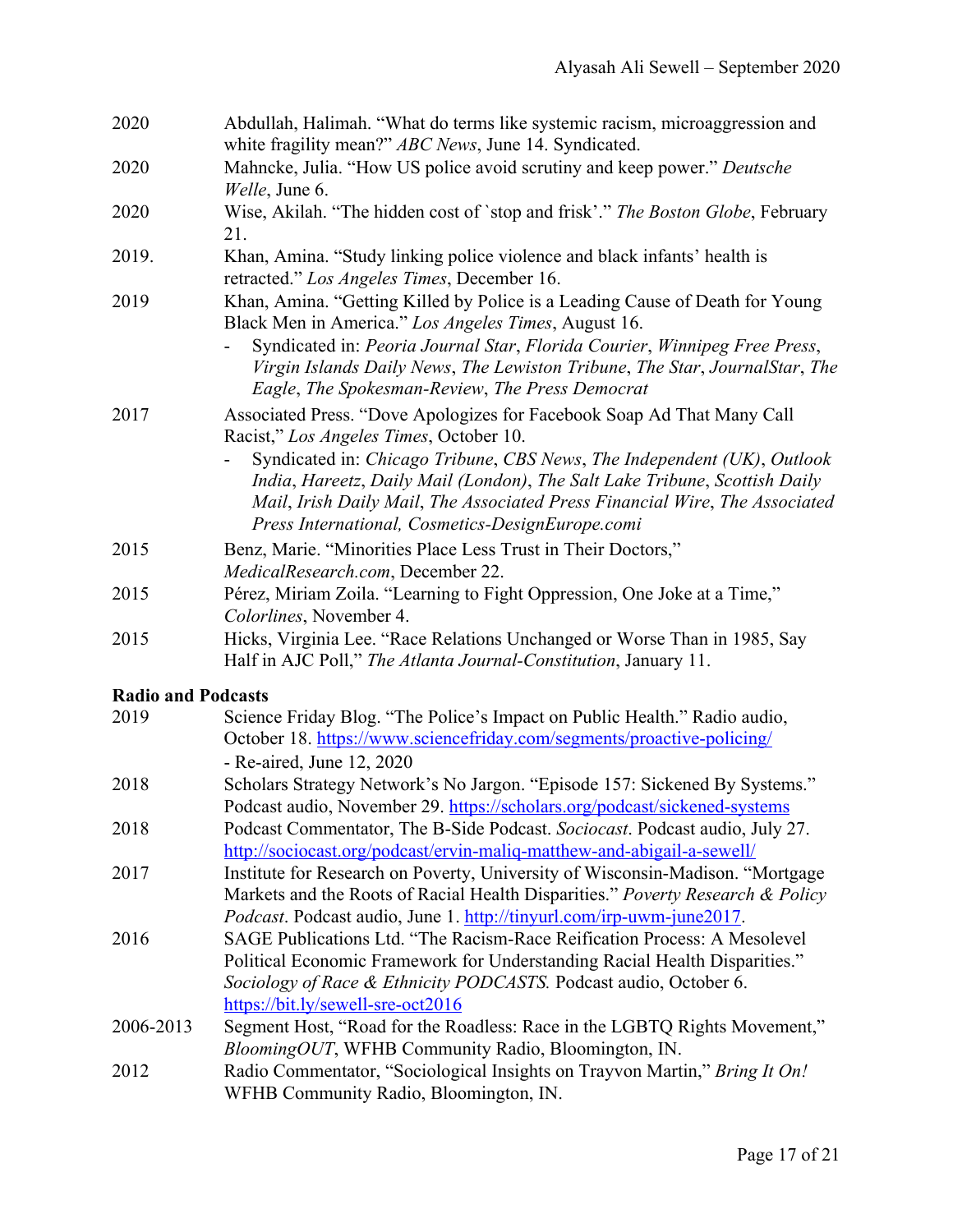2020 Abdullah, Halimah. "What do terms like systemic racism, microaggression and white fragility mean?" *ABC News*, June 14. Syndicated.

2020 Mahncke, Julia. "How US police avoid scrutiny and keep power." *Deutsche Welle*, June 6.

2020 Wise, Akilah. "The hidden cost of `stop and frisk'." *The Boston Globe*, February 21.

2019. Khan, Amina. "Study linking police violence and black infants' health is retracted." *Los Angeles Times*, December 16.

2019 Khan, Amina. "Getting Killed by Police is a Leading Cause of Death for Young Black Men in America." *Los Angeles Times*, August 16.

- Syndicated in: *Peoria Journal Star*, *Florida Courier*, *Winnipeg Free Press*, *Virgin Islands Daily News*, *The Lewiston Tribune*, *The Star*, *JournalStar*, *The Eagle*, *The Spokesman-Review*, *The Press Democrat*

2017 Associated Press. "Dove Apologizes for Facebook Soap Ad That Many Call Racist," *Los Angeles Times*, October 10.

- Syndicated in: *Chicago Tribune*, *CBS News*, *The Independent (UK)*, *Outlook India*, *Hareetz*, *Daily Mail (London)*, *The Salt Lake Tribune*, *Scottish Daily Mail*, *Irish Daily Mail*, *The Associated Press Financial Wire*, *The Associated Press International, Cosmetics-DesignEurope.comi*

2015 Benz, Marie. "Minorities Place Less Trust in Their Doctors," *MedicalResearch.com*, December 22.

2015 Pérez, Miriam Zoila. "Learning to Fight Oppression, One Joke at a Time," *Colorlines*, November 4.

2015 Hicks, Virginia Lee. "Race Relations Unchanged or Worse Than in 1985, Say Half in AJC Poll," *The Atlanta Journal-Constitution*, January 11.

**Radio and Podcasts**

2019 Science Friday Blog. "The Police's Impact on Public Health." Radio audio, October 18. https://www.sciencefriday.com/segments/proactive-policing/
- Re-aired, June 12, 2020

2018 Scholars Strategy Network's No Jargon. "Episode 157: Sickened By Systems." Podcast audio, November 29. https://scholars.org/podcast/sickened-systems

2018 Podcast Commentator, The B-Side Podcast. *Sociocast*. Podcast audio, July 27. http://sociocast.org/podcast/ervin-maliq-matthew-and-abigail-a-sewell/

2017 Institute for Research on Poverty, University of Wisconsin-Madison. "Mortgage Markets and the Roots of Racial Health Disparities." *Poverty Research & Policy Podcast*. Podcast audio, June 1. http://tinyurl.com/irp-uwm-june2017.

2016 SAGE Publications Ltd. "The Racism-Race Reification Process: A Mesolevel Political Economic Framework for Understanding Racial Health Disparities." *Sociology of Race & Ethnicity PODCASTS.* Podcast audio, October 6. https://bit.ly/sewell-sre-oct2016

2006-2013 Segment Host, "Road for the Roadless: Race in the LGBTQ Rights Movement," *BloomingOUT*, WFHB Community Radio, Bloomington, IN.

2012 Radio Commentator, "Sociological Insights on Trayvon Martin," *Bring It On!* WFHB Community Radio, Bloomington, IN.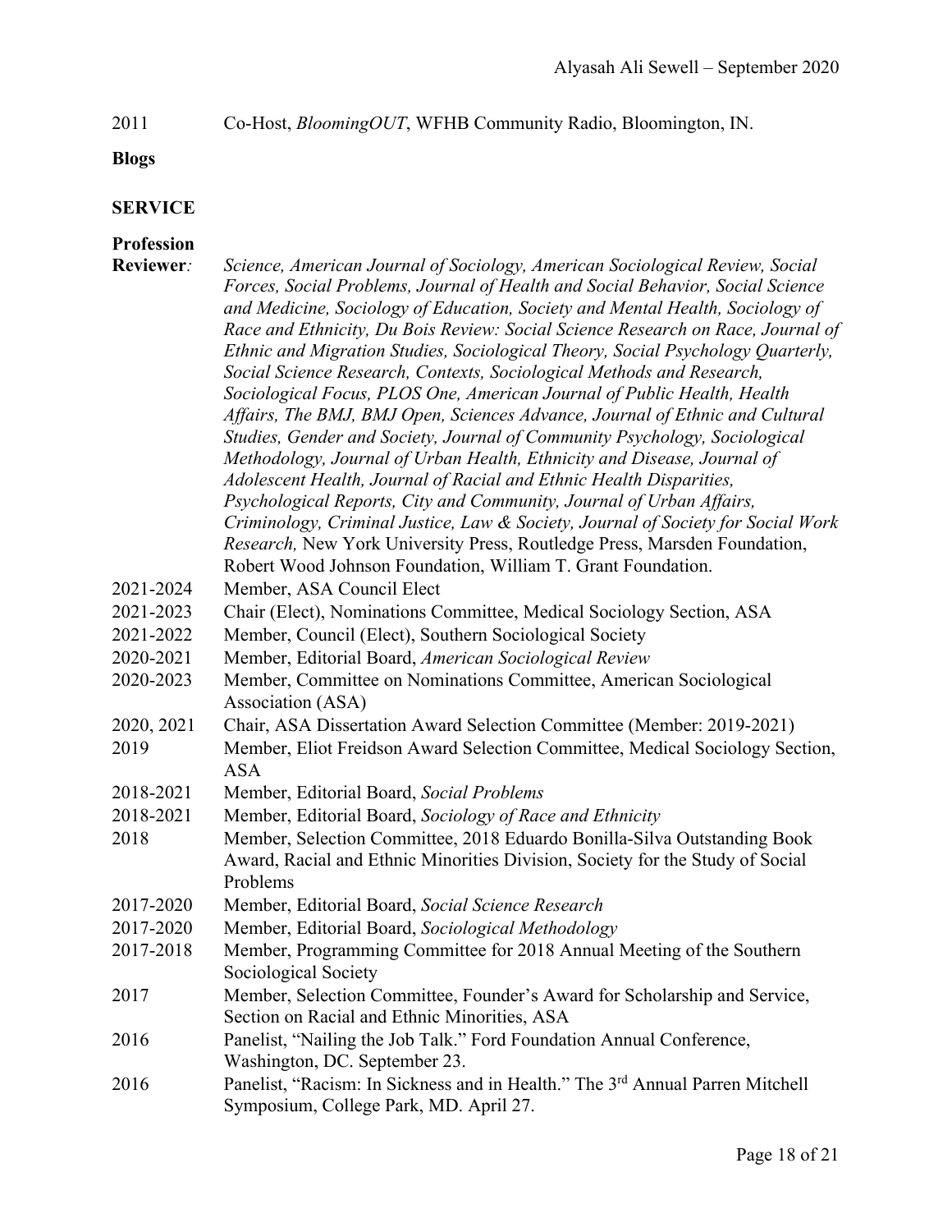2011 Co-Host, *BloomingOUT*, WFHB Community Radio, Bloomington, IN.

**Blogs**

**SERVICE**

**Profession**

**Reviewer***:* *Science, American Journal of Sociology, American Sociological Review, Social Forces, Social Problems, Journal of Health and Social Behavior, Social Science and Medicine, Sociology of Education, Society and Mental Health, Sociology of Race and Ethnicity, Du Bois Review: Social Science Research on Race, Journal of Ethnic and Migration Studies, Sociological Theory, Social Psychology Quarterly, Social Science Research, Contexts, Sociological Methods and Research, Sociological Focus, PLOS One, American Journal of Public Health, Health Affairs, The BMJ, BMJ Open, Sciences Advance, Journal of Ethnic and Cultural Studies, Gender and Society, Journal of Community Psychology, Sociological Methodology, Journal of Urban Health, Ethnicity and Disease, Journal of Adolescent Health, Journal of Racial and Ethnic Health Disparities, Psychological Reports, City and Community, Journal of Urban Affairs, Criminology, Criminal Justice, Law & Society, Journal of Society for Social Work Research,* New York University Press, Routledge Press, Marsden Foundation, Robert Wood Johnson Foundation, William T. Grant Foundation.

2021-2024 Member, ASA Council Elect

2021-2023 Chair (Elect), Nominations Committee, Medical Sociology Section, ASA

2021-2022 Member, Council (Elect), Southern Sociological Society

2020-2021 Member, Editorial Board, *American Sociological Review*

2020-2023 Member, Committee on Nominations Committee, American Sociological Association (ASA)

2020, 2021 Chair, ASA Dissertation Award Selection Committee (Member: 2019-2021)

2019 Member, Eliot Freidson Award Selection Committee, Medical Sociology Section, ASA

2018-2021 Member, Editorial Board, *Social Problems*

2018-2021 Member, Editorial Board, *Sociology of Race and Ethnicity*

2018 Member, Selection Committee, 2018 Eduardo Bonilla-Silva Outstanding Book Award, Racial and Ethnic Minorities Division, Society for the Study of Social Problems

2017-2020 Member, Editorial Board, *Social Science Research*

2017-2020 Member, Editorial Board, *Sociological Methodology*

2017-2018 Member, Programming Committee for 2018 Annual Meeting of the Southern Sociological Society

2017 Member, Selection Committee, Founder's Award for Scholarship and Service, Section on Racial and Ethnic Minorities, ASA

2016 Panelist, "Nailing the Job Talk." Ford Foundation Annual Conference, Washington, DC. September 23.

2016 Panelist, "Racism: In Sickness and in Health." The 3rd Annual Parren Mitchell Symposium, College Park, MD. April 27.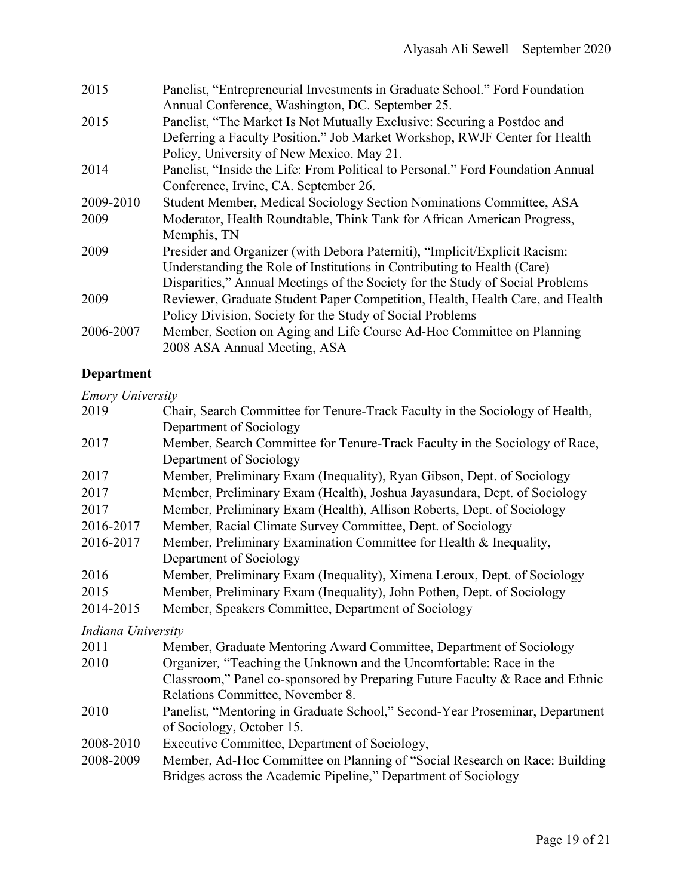2015 Panelist, "Entrepreneurial Investments in Graduate School." Ford Foundation Annual Conference, Washington, DC. September 25.

2015 Panelist, "The Market Is Not Mutually Exclusive: Securing a Postdoc and Deferring a Faculty Position." Job Market Workshop, RWJF Center for Health Policy, University of New Mexico. May 21.

2014 Panelist, "Inside the Life: From Political to Personal." Ford Foundation Annual Conference, Irvine, CA. September 26.

2009-2010 Student Member, Medical Sociology Section Nominations Committee, ASA

2009 Moderator, Health Roundtable, Think Tank for African American Progress, Memphis, TN

2009 Presider and Organizer (with Debora Paterniti), "Implicit/Explicit Racism: Understanding the Role of Institutions in Contributing to Health (Care) Disparities," Annual Meetings of the Society for the Study of Social Problems

2009 Reviewer, Graduate Student Paper Competition, Health, Health Care, and Health Policy Division, Society for the Study of Social Problems

2006-2007 Member, Section on Aging and Life Course Ad-Hoc Committee on Planning 2008 ASA Annual Meeting, ASA

## Department

*Emory University*

2019 Chair, Search Committee for Tenure-Track Faculty in the Sociology of Health, Department of Sociology

2017 Member, Search Committee for Tenure-Track Faculty in the Sociology of Race, Department of Sociology

2017 Member, Preliminary Exam (Inequality), Ryan Gibson, Dept. of Sociology

2017 Member, Preliminary Exam (Health), Joshua Jayasundara, Dept. of Sociology

2017 Member, Preliminary Exam (Health), Allison Roberts, Dept. of Sociology

2016-2017 Member, Racial Climate Survey Committee, Dept. of Sociology

2016-2017 Member, Preliminary Examination Committee for Health & Inequality, Department of Sociology

2016 Member, Preliminary Exam (Inequality), Ximena Leroux, Dept. of Sociology

2015 Member, Preliminary Exam (Inequality), John Pothen, Dept. of Sociology

2014-2015 Member, Speakers Committee, Department of Sociology

*Indiana University*

2011 Member, Graduate Mentoring Award Committee, Department of Sociology

2010 Organizer*,* "Teaching the Unknown and the Uncomfortable: Race in the Classroom," Panel co-sponsored by Preparing Future Faculty & Race and Ethnic Relations Committee, November 8.

2010 Panelist, "Mentoring in Graduate School," Second-Year Proseminar, Department of Sociology, October 15.

2008-2010 Executive Committee, Department of Sociology,

2008-2009 Member, Ad-Hoc Committee on Planning of "Social Research on Race: Building Bridges across the Academic Pipeline," Department of Sociology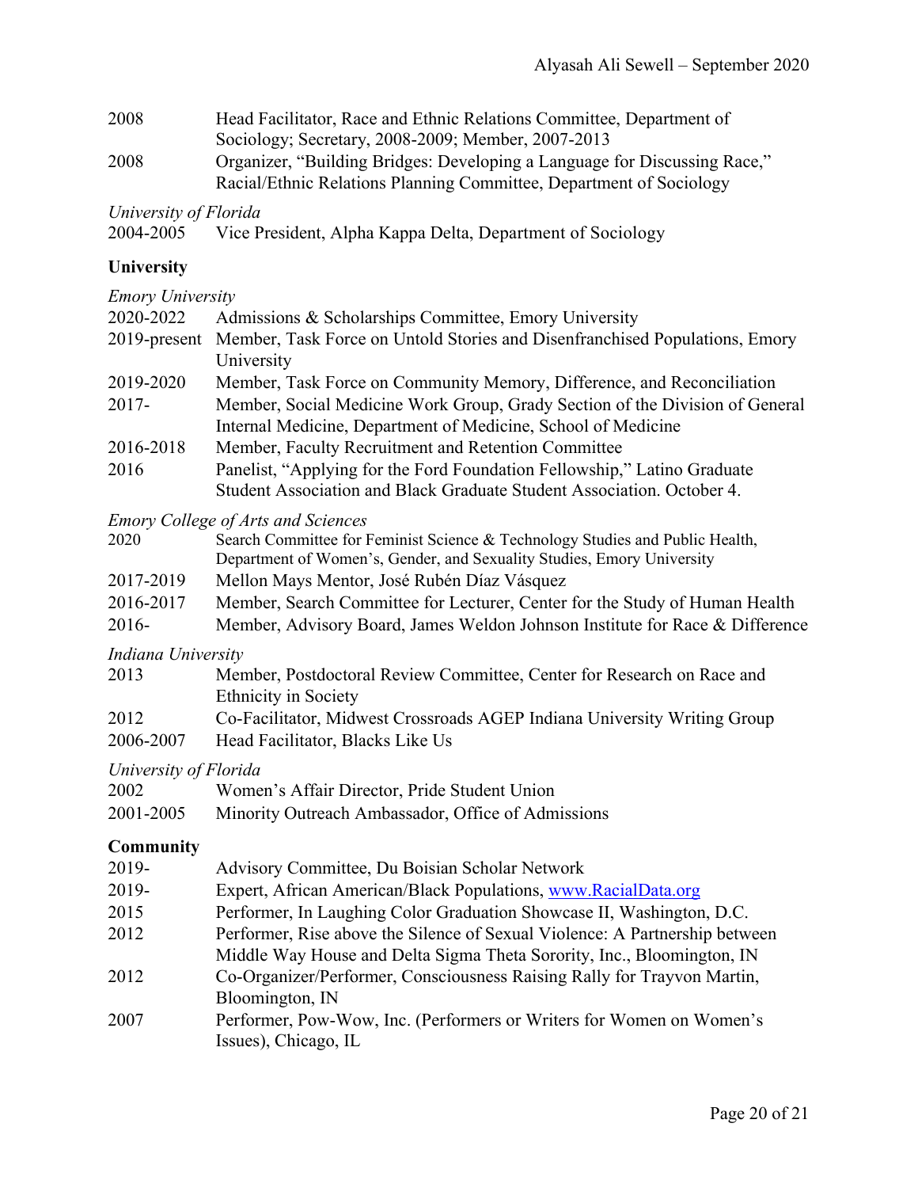2008 Head Facilitator, Race and Ethnic Relations Committee, Department of Sociology; Secretary, 2008-2009; Member, 2007-2013

2008 Organizer, "Building Bridges: Developing a Language for Discussing Race," Racial/Ethnic Relations Planning Committee, Department of Sociology

*University of Florida*

2004-2005 Vice President, Alpha Kappa Delta, Department of Sociology

**University**

*Emory University*

2020-2022 Admissions & Scholarships Committee, Emory University

2019-present Member, Task Force on Untold Stories and Disenfranchised Populations, Emory University

2019-2020 Member, Task Force on Community Memory, Difference, and Reconciliation

2017- Member, Social Medicine Work Group, Grady Section of the Division of General Internal Medicine, Department of Medicine, School of Medicine

2016-2018 Member, Faculty Recruitment and Retention Committee

2016 Panelist, "Applying for the Ford Foundation Fellowship," Latino Graduate Student Association and Black Graduate Student Association. October 4.

*Emory College of Arts and Sciences*

2020 Search Committee for Feminist Science & Technology Studies and Public Health, Department of Women's, Gender, and Sexuality Studies, Emory University

2017-2019 Mellon Mays Mentor, José Rubén Díaz Vásquez

2016-2017 Member, Search Committee for Lecturer, Center for the Study of Human Health

2016- Member, Advisory Board, James Weldon Johnson Institute for Race & Difference

*Indiana University*

2013 Member, Postdoctoral Review Committee, Center for Research on Race and Ethnicity in Society

2012 Co-Facilitator, Midwest Crossroads AGEP Indiana University Writing Group

2006-2007 Head Facilitator, Blacks Like Us

*University of Florida*

2002 Women's Affair Director, Pride Student Union

2001-2005 Minority Outreach Ambassador, Office of Admissions

**Community**

2019- Advisory Committee, Du Boisian Scholar Network

2019- Expert, African American/Black Populations, www.RacialData.org

2015 Performer, In Laughing Color Graduation Showcase II, Washington, D.C.

2012 Performer, Rise above the Silence of Sexual Violence: A Partnership between Middle Way House and Delta Sigma Theta Sorority, Inc., Bloomington, IN

2012 Co-Organizer/Performer, Consciousness Raising Rally for Trayvon Martin, Bloomington, IN

2007 Performer, Pow-Wow, Inc. (Performers or Writers for Women on Women's Issues), Chicago, IL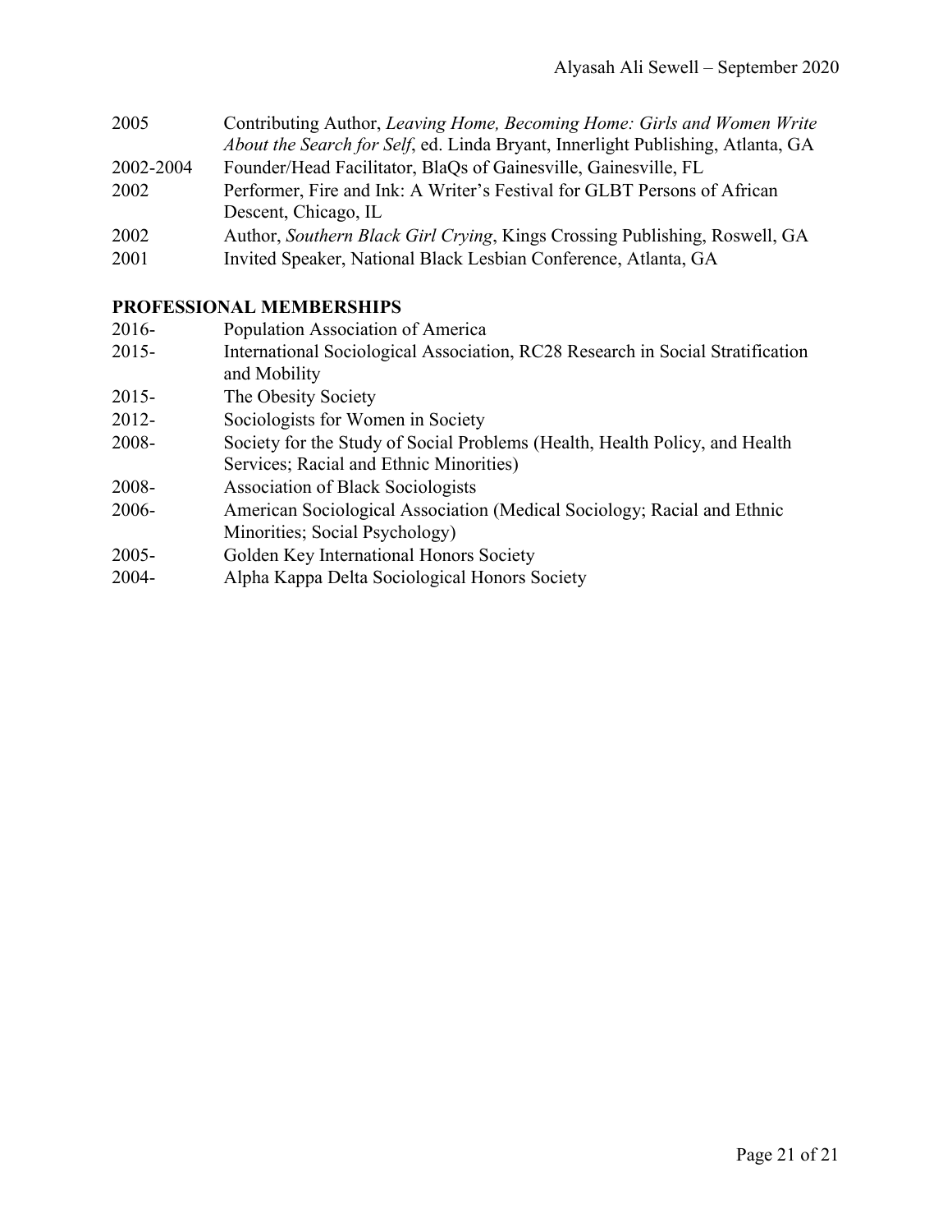2005 Contributing Author, *Leaving Home, Becoming Home: Girls and Women Write About the Search for Self*, ed. Linda Bryant, Innerlight Publishing, Atlanta, GA

2002-2004 Founder/Head Facilitator, BlaQs of Gainesville, Gainesville, FL

2002 Performer, Fire and Ink: A Writer's Festival for GLBT Persons of African Descent, Chicago, IL

2002 Author, *Southern Black Girl Crying*, Kings Crossing Publishing, Roswell, GA

2001 Invited Speaker, National Black Lesbian Conference, Atlanta, GA

## PROFESSIONAL MEMBERSHIPS

2016- Population Association of America

2015- International Sociological Association, RC28 Research in Social Stratification and Mobility

2015- The Obesity Society

2012- Sociologists for Women in Society

2008- Society for the Study of Social Problems (Health, Health Policy, and Health Services; Racial and Ethnic Minorities)

2008- Association of Black Sociologists

2006- American Sociological Association (Medical Sociology; Racial and Ethnic Minorities; Social Psychology)

2005- Golden Key International Honors Society

2004- Alpha Kappa Delta Sociological Honors Society